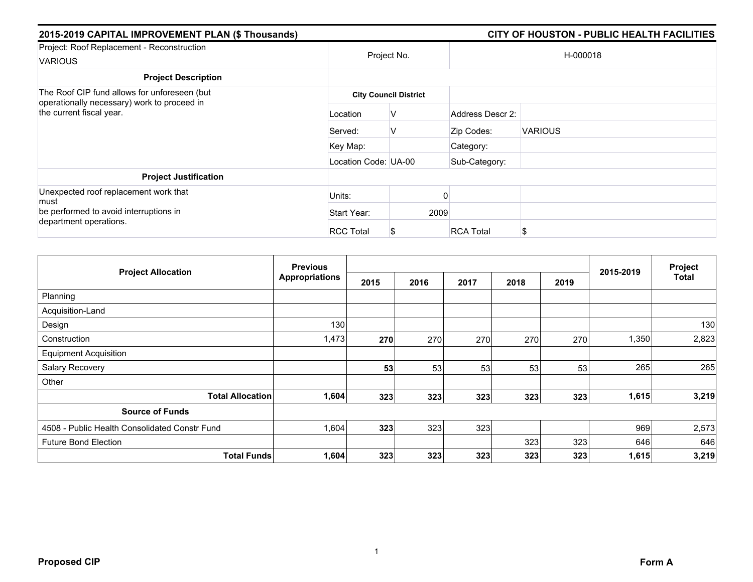## 2015-2019 CAPITAL IMPROVEMENT PLAN ($ Thousands) — CITY OF HOUSTON - PUBLIC HEALTH FACILITIES

| Project: Roof Replacement - Reconstruction VARIOUS | Project No. | | H-000018 | |
|---|---|---|---|---|
| **Project Description** | | | | |
| The Roof CIP fund allows for unforeseen (but operationally necessary) work to proceed in the current fiscal year. | **City Council District** | | | |
| | Location | V | Address Descr 2: | |
| | Served: | V | Zip Codes: | VARIOUS |
| | Key Map: | | Category: | |
| | Location Code: | UA-00 | Sub-Category: | |
| **Project Justification** | | | | |
| Unexpected roof replacement work that must be performed to avoid interruptions in department operations. | Units: | 0 | | |
| | Start Year: | 2009 | | |
| | RCC Total | $ | RCA Total | $ |

| Project Allocation | Previous Appropriations | 2015 | 2016 | 2017 | 2018 | 2019 | 2015-2019 | Project Total |
|---|---|---|---|---|---|---|---|---|
| Planning | | | | | | | | |
| Acquisition-Land | | | | | | | | |
| Design | 130 | | | | | | | 130 |
| Construction | 1,473 | **270** | 270 | 270 | 270 | 270 | 1,350 | 2,823 |
| Equipment Acquisition | | | | | | | | |
| Salary Recovery | | **53** | 53 | 53 | 53 | 53 | 265 | 265 |
| Other | | | | | | | | |
| **Total Allocation** | **1,604** | **323** | **323** | **323** | **323** | **323** | **1,615** | **3,219** |
| **Source of Funds** | | | | | | | | |
| 4508 - Public Health Consolidated Constr Fund | 1,604 | **323** | 323 | 323 | | | 969 | 2,573 |
| Future Bond Election | | | | | 323 | 323 | 646 | 646 |
| **Total Funds** | **1,604** | **323** | **323** | **323** | **323** | **323** | **1,615** | **3,219** |

**Proposed CIP** — **Form A**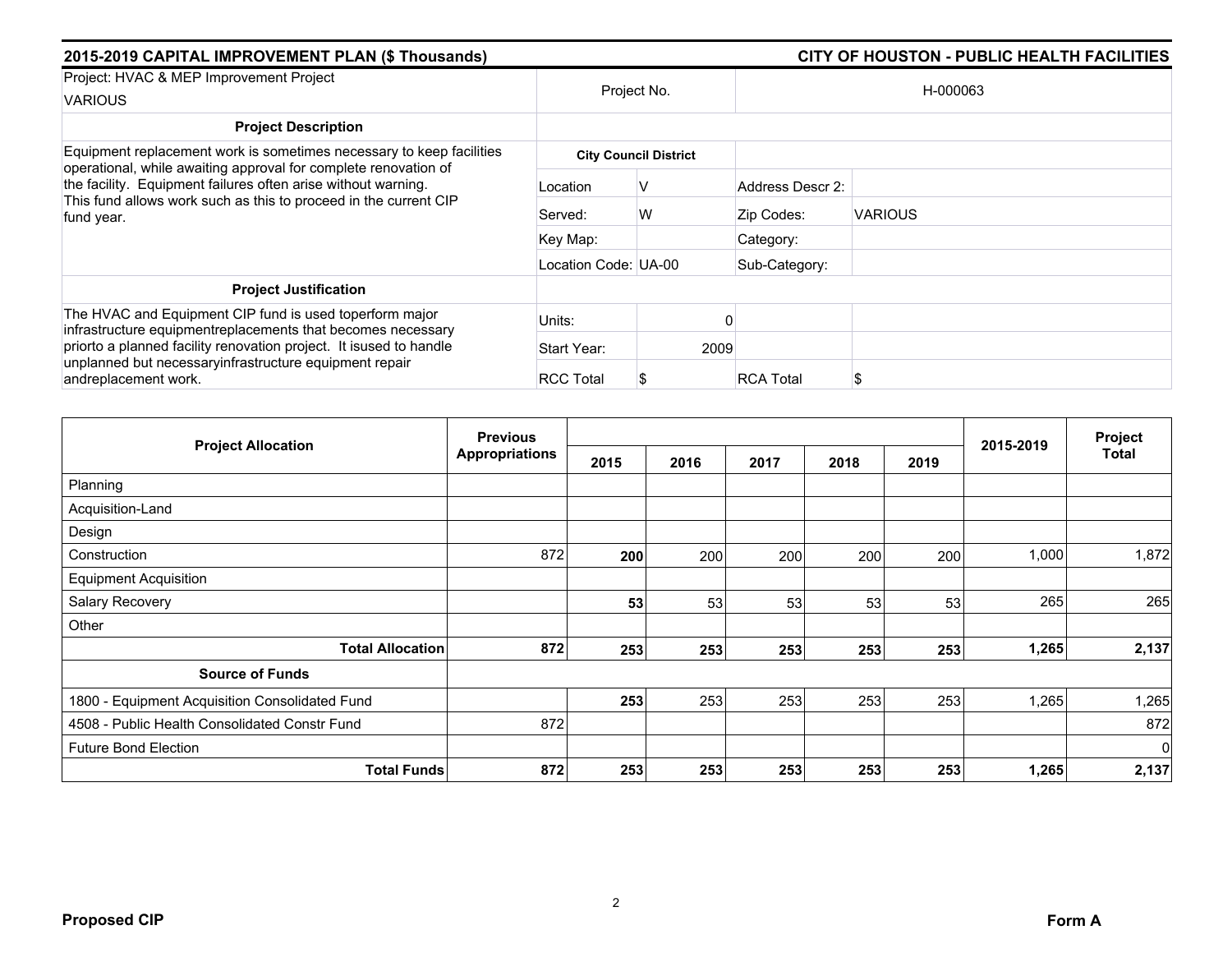## 2015-2019 CAPITAL IMPROVEMENT PLAN ($ Thousands) — CITY OF HOUSTON - PUBLIC HEALTH FACILITIES

| Project: HVAC & MEP Improvement Project<br>VARIOUS | Project No. | | H-000063 | |
|---|---|---|---|---|
| **Project Description** | | | | |
| Equipment replacement work is sometimes necessary to keep facilities operational, while awaiting approval for complete renovation of the facility. Equipment failures often arise without warning. This fund allows work such as this to proceed in the current CIP fund year. | **City Council District** | | | |
| | Location | V | Address Descr 2: | |
| | Served: | W | Zip Codes: | VARIOUS |
| | Key Map: | | Category: | |
| | Location Code: | UA-00 | Sub-Category: | |
| **Project Justification** | | | | |
| The HVAC and Equipment CIP fund is used toperform major infrastructure equipmentreplacements that becomes necessary priorto a planned facility renovation project. It isused to handle unplanned but necessaryinfrastructure equipment repair andreplacement work. | Units: | 0 | | |
| | Start Year: | 2009 | | |
| | RCC Total | $ | RCA Total | $ |

| Project Allocation | Previous Appropriations | 2015 | 2016 | 2017 | 2018 | 2019 | 2015-2019 | Project Total |
|---|---|---|---|---|---|---|---|---|
| Planning | | | | | | | | |
| Acquisition-Land | | | | | | | | |
| Design | | | | | | | | |
| Construction | 872 | **200** | 200 | 200 | 200 | 200 | 1,000 | 1,872 |
| Equipment Acquisition | | | | | | | | |
| Salary Recovery | | **53** | 53 | 53 | 53 | 53 | 265 | 265 |
| Other | | | | | | | | |
| **Total Allocation** | **872** | **253** | **253** | **253** | **253** | **253** | **1,265** | **2,137** |
| **Source of Funds** | | | | | | | | |
| 1800 - Equipment Acquisition Consolidated Fund | | **253** | 253 | 253 | 253 | 253 | 1,265 | 1,265 |
| 4508 - Public Health Consolidated Constr Fund | 872 | | | | | | | 872 |
| Future Bond Election | | | | | | | | 0 |
| **Total Funds** | **872** | **253** | **253** | **253** | **253** | **253** | **1,265** | **2,137** |

**Proposed CIP** — **Form A**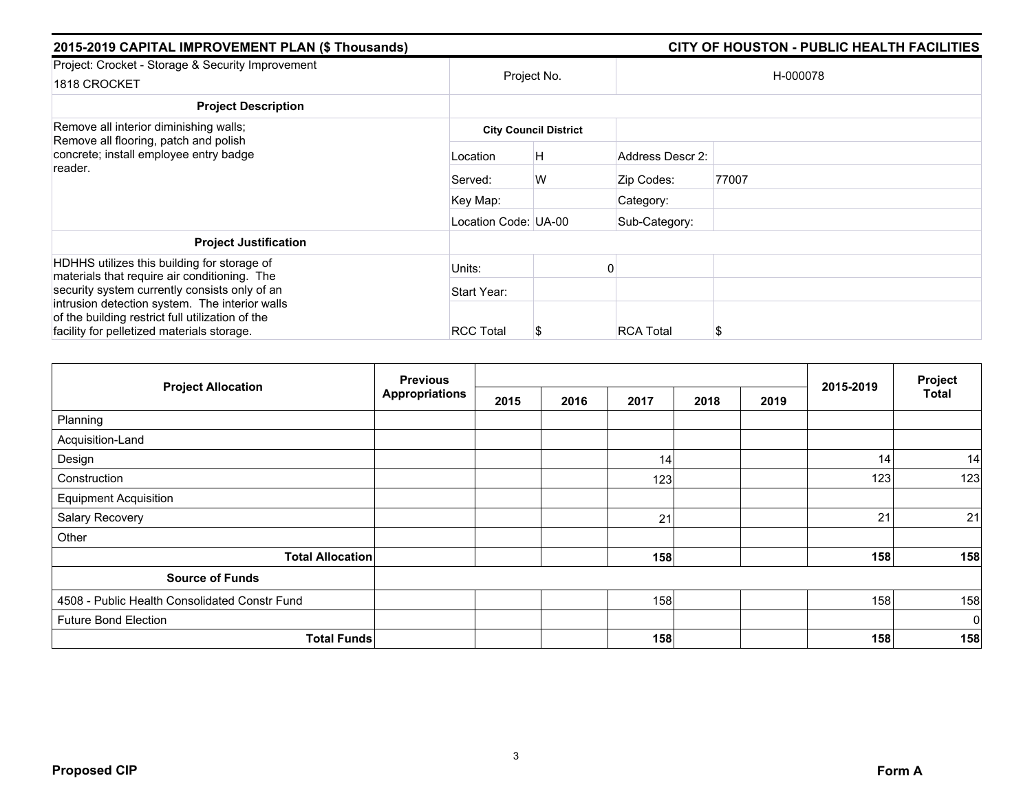**2015-2019 CAPITAL IMPROVEMENT PLAN ($ Thousands)** **CITY OF HOUSTON - PUBLIC HEALTH FACILITIES**

| Project: Crocket - Storage & Security Improvement<br>1818 CROCKET | Project No. | | H-000078 | |
|---|---|---|---|---|
| **Project Description** | | | | |
| Remove all interior diminishing walls; Remove all flooring, patch and polish concrete; install employee entry badge reader. | **City Council District** | | | |
| | Location | H | Address Descr 2: | |
| | Served: | W | Zip Codes: | 77007 |
| | Key Map: | | Category: | |
| | Location Code: | UA-00 | Sub-Category: | |
| **Project Justification** | | | | |
| HDHHS utilizes this building for storage of materials that require air conditioning. The security system currently consists only of an intrusion detection system. The interior walls of the building restrict full utilization of the facility for pelletized materials storage. | Units: | 0 | | |
| | Start Year: | | | |
| | RCC Total | $ | RCA Total | $ |

| Project Allocation | Previous Appropriations | 2015 | 2016 | 2017 | 2018 | 2019 | 2015-2019 | Project Total |
|---|---|---|---|---|---|---|---|---|
| Planning | | | | | | | | |
| Acquisition-Land | | | | | | | | |
| Design | | | | 14 | | | 14 | 14 |
| Construction | | | | 123 | | | 123 | 123 |
| Equipment Acquisition | | | | | | | | |
| Salary Recovery | | | | 21 | | | 21 | 21 |
| Other | | | | | | | | |
| **Total Allocation** | | | | **158** | | | **158** | **158** |
| **Source of Funds** | | | | | | | | |
| 4508 - Public Health Consolidated Constr Fund | | | | 158 | | | 158 | 158 |
| Future Bond Election | | | | | | | | 0 |
| **Total Funds** | | | | **158** | | | **158** | **158** |

**Proposed CIP** **Form A**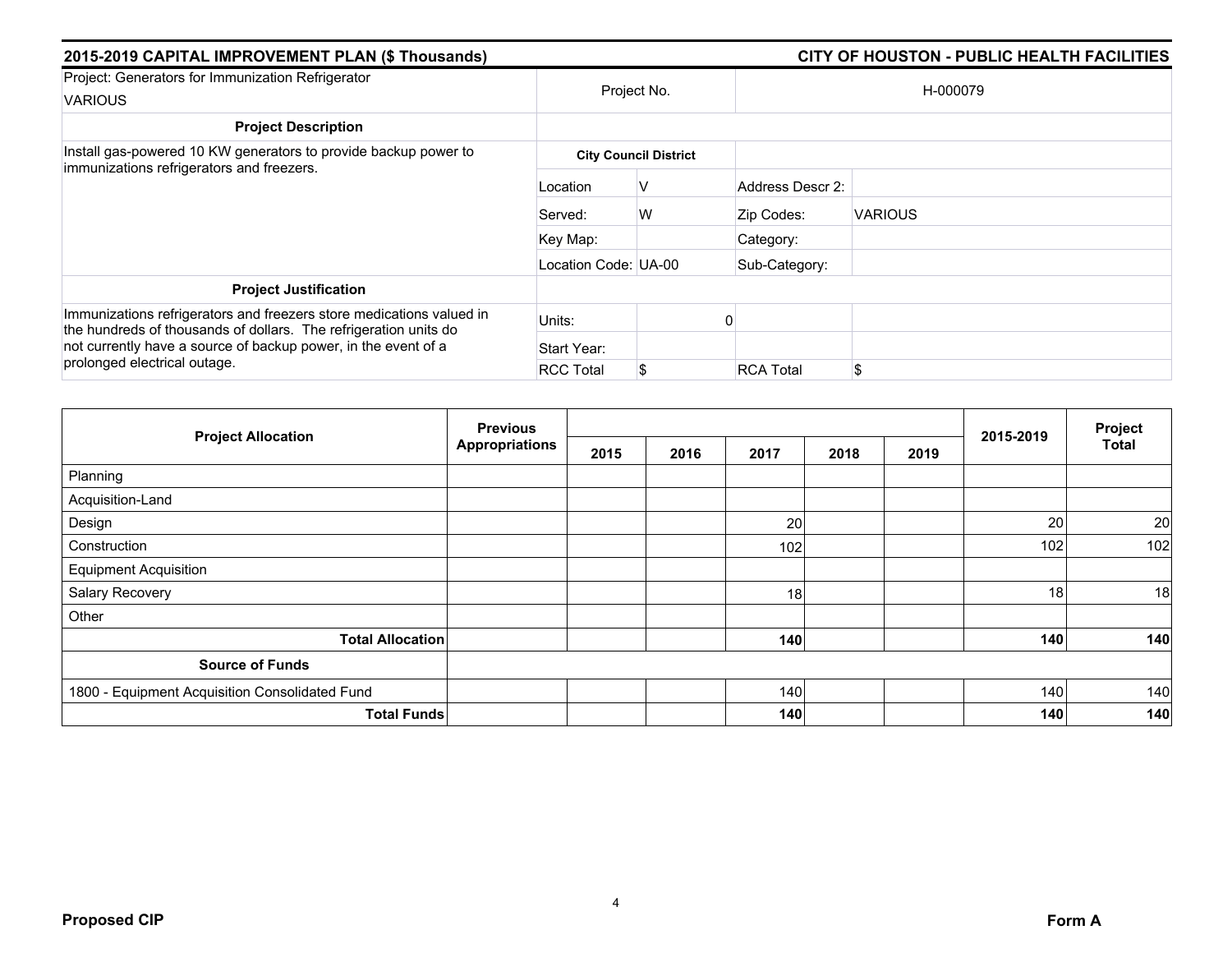## 2015-2019 CAPITAL IMPROVEMENT PLAN ($ Thousands)

## CITY OF HOUSTON - PUBLIC HEALTH FACILITIES

| Project: Generators for Immunization Refrigerator<br>VARIOUS | Project No. | | H-000079 | |
|---|---|---|---|---|
| **Project Description** | | | | |
| Install gas-powered 10 KW generators to provide backup power to immunizations refrigerators and freezers. | **City Council District** | | | |
| | Location | V | Address Descr 2: | |
| | Served: | W | Zip Codes: | VARIOUS |
| | Key Map: | | Category: | |
| | Location Code: UA-00 | | Sub-Category: | |
| **Project Justification** | | | | |
| Immunizations refrigerators and freezers store medications valued in the hundreds of thousands of dollars. The refrigeration units do not currently have a source of backup power, in the event of a prolonged electrical outage. | Units: | 0 | | |
| | Start Year: | | | |
| | RCC Total | $ | RCA Total | $ |

| Project Allocation | Previous Appropriations | 2015 | 2016 | 2017 | 2018 | 2019 | 2015-2019 | Project Total |
|---|---|---|---|---|---|---|---|---|
| Planning | | | | | | | | |
| Acquisition-Land | | | | | | | | |
| Design | | | | 20 | | | 20 | 20 |
| Construction | | | | 102 | | | 102 | 102 |
| Equipment Acquisition | | | | | | | | |
| Salary Recovery | | | | 18 | | | 18 | 18 |
| Other | | | | | | | | |
| **Total Allocation** | | | | **140** | | | **140** | **140** |
| **Source of Funds** | | | | | | | | |
| 1800 - Equipment Acquisition Consolidated Fund | | | | 140 | | | 140 | 140 |
| **Total Funds** | | | | **140** | | | **140** | **140** |

**Proposed CIP**

**Form A**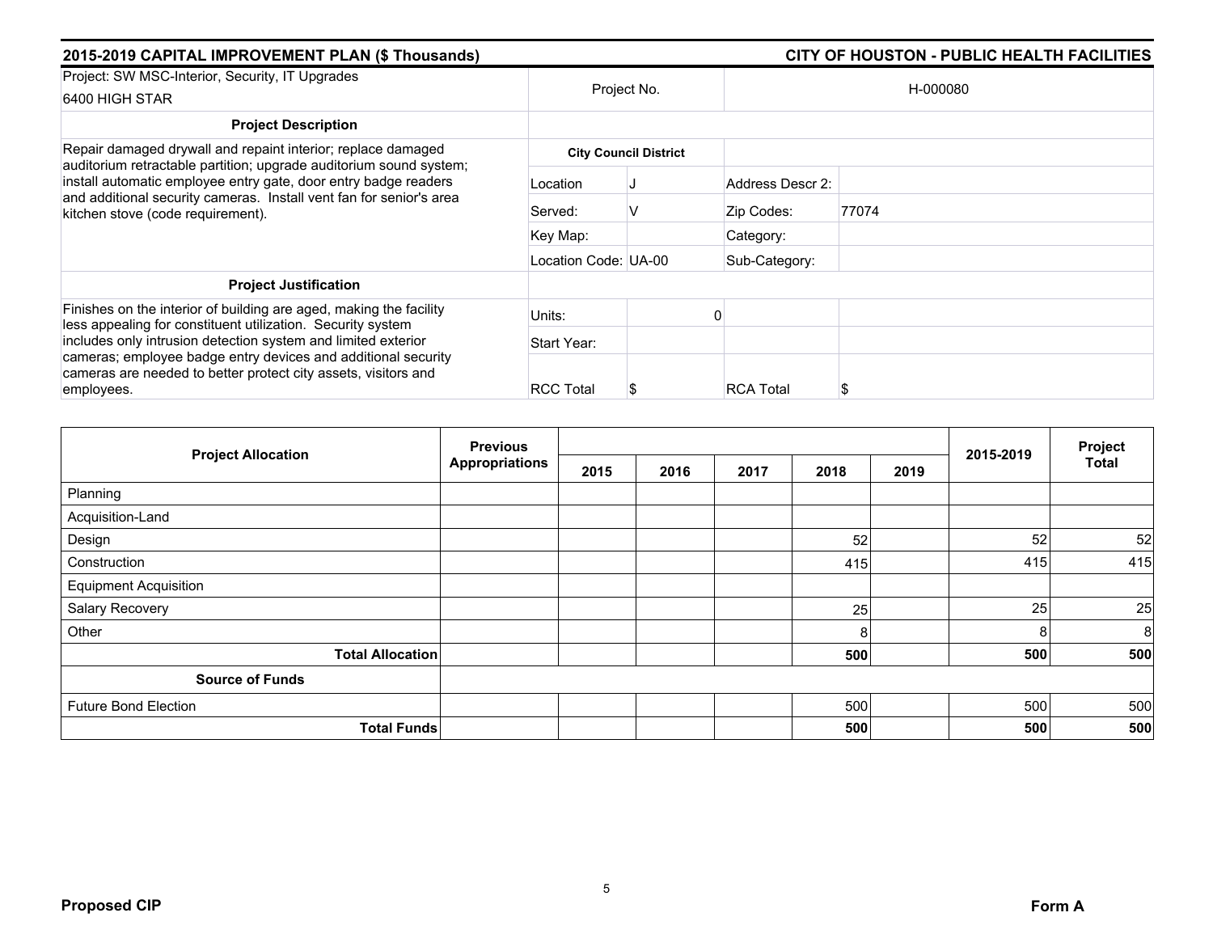## 2015-2019 CAPITAL IMPROVEMENT PLAN ($ Thousands) — CITY OF HOUSTON - PUBLIC HEALTH FACILITIES

| Project: SW MSC-Interior, Security, IT Upgrades<br>6400 HIGH STAR | Project No. | | H-000080 | |
|---|---|---|---|---|
| **Project Description** | | | | |
| Repair damaged drywall and repaint interior; replace damaged auditorium retractable partition; upgrade auditorium sound system; install automatic employee entry gate, door entry badge readers and additional security cameras. Install vent fan for senior's area kitchen stove (code requirement). | **City Council District** | | | |
| | Location | J | Address Descr 2: | |
| | Served: | V | Zip Codes: | 77074 |
| | Key Map: | | Category: | |
| | Location Code: | UA-00 | Sub-Category: | |
| **Project Justification** | | | | |
| Finishes on the interior of building are aged, making the facility less appealing for constituent utilization. Security system includes only intrusion detection system and limited exterior cameras; employee badge entry devices and additional security cameras are needed to better protect city assets, visitors and employees. | Units: | 0 | | |
| | Start Year: | | | |
| | RCC Total | $ | RCA Total | $ |

| Project Allocation | Previous Appropriations | 2015 | 2016 | 2017 | 2018 | 2019 | 2015-2019 | Project Total |
|---|---|---|---|---|---|---|---|---|
| Planning | | | | | | | | |
| Acquisition-Land | | | | | | | | |
| Design | | | | | 52 | | 52 | 52 |
| Construction | | | | | 415 | | 415 | 415 |
| Equipment Acquisition | | | | | | | | |
| Salary Recovery | | | | | 25 | | 25 | 25 |
| Other | | | | | 8 | | 8 | 8 |
| **Total Allocation** | | | | | **500** | | **500** | **500** |
| **Source of Funds** | | | | | | | | |
| Future Bond Election | | | | | 500 | | 500 | 500 |
| **Total Funds** | | | | | **500** | | **500** | **500** |

**Proposed CIP** — **Form A**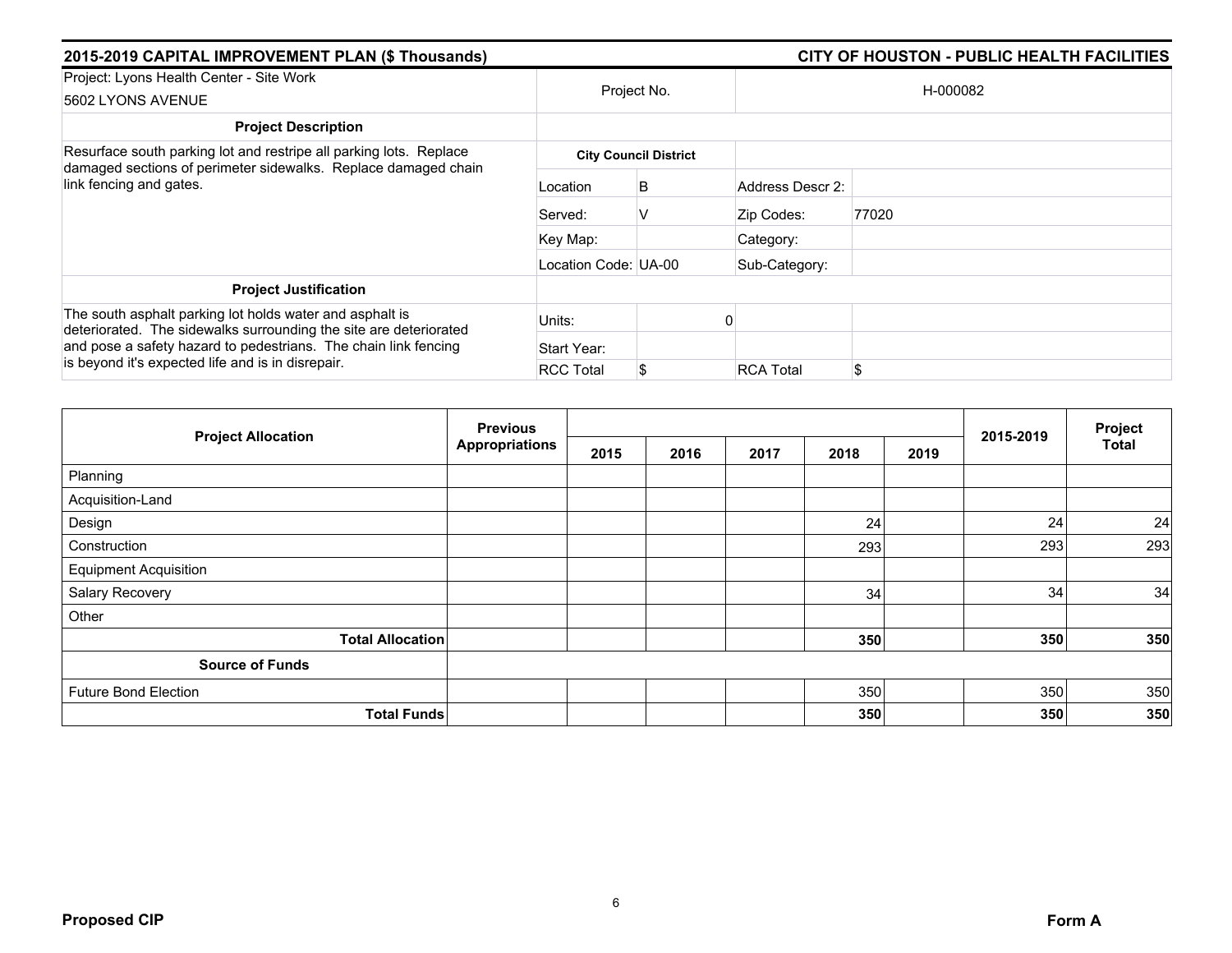## 2015-2019 CAPITAL IMPROVEMENT PLAN ($ Thousands) — CITY OF HOUSTON - PUBLIC HEALTH FACILITIES

| Project: Lyons Health Center - Site Work<br>5602 LYONS AVENUE | Project No. | | H-000082 | |
|---|---|---|---|---|
| **Project Description** | | | | |
| Resurface south parking lot and restripe all parking lots. Replace damaged sections of perimeter sidewalks. Replace damaged chain link fencing and gates. | **City Council District** | | | |
| | Location | B | Address Descr 2: | |
| | Served: | V | Zip Codes: | 77020 |
| | Key Map: | | Category: | |
| | Location Code: UA-00 | | Sub-Category: | |
| **Project Justification** | | | | |
| The south asphalt parking lot holds water and asphalt is deteriorated. The sidewalks surrounding the site are deteriorated and pose a safety hazard to pedestrians. The chain link fencing is beyond it's expected life and is in disrepair. | Units: | 0 | | |
| | Start Year: | | | |
| | RCC Total | $ | RCA Total | $ |

| Project Allocation | Previous Appropriations | 2015 | 2016 | 2017 | 2018 | 2019 | 2015-2019 | Project Total |
|---|---|---|---|---|---|---|---|---|
| Planning | | | | | | | | |
| Acquisition-Land | | | | | | | | |
| Design | | | | | 24 | | 24 | 24 |
| Construction | | | | | 293 | | 293 | 293 |
| Equipment Acquisition | | | | | | | | |
| Salary Recovery | | | | | 34 | | 34 | 34 |
| Other | | | | | | | | |
| **Total Allocation** | | | | | **350** | | **350** | **350** |
| **Source of Funds** | | | | | | | | |
| Future Bond Election | | | | | 350 | | 350 | 350 |
| **Total Funds** | | | | | **350** | | **350** | **350** |

**Proposed CIP** — **Form A**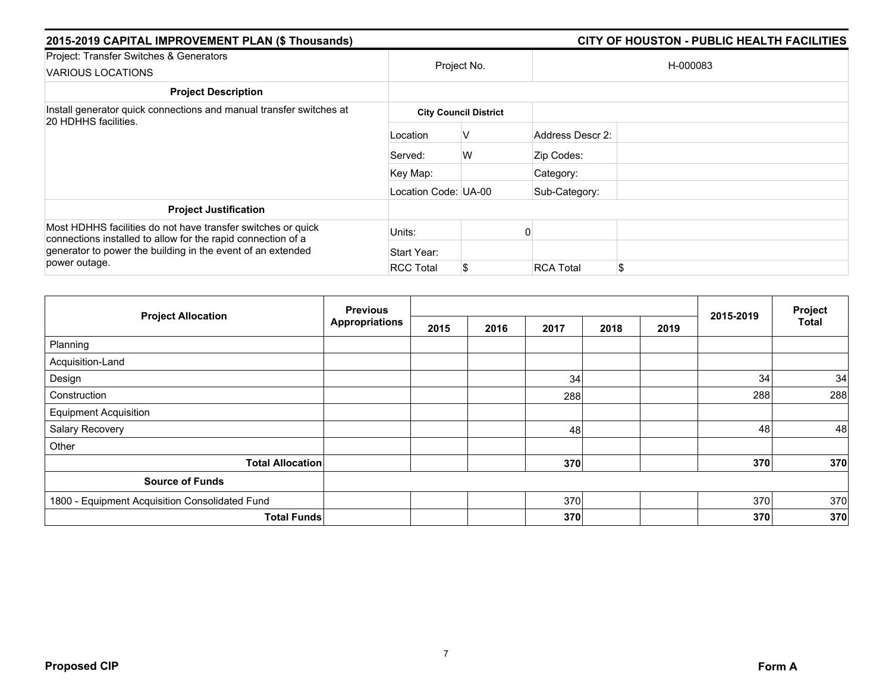## 2015-2019 CAPITAL IMPROVEMENT PLAN ($ Thousands) — CITY OF HOUSTON - PUBLIC HEALTH FACILITIES

| Project: Transfer Switches & Generators<br>VARIOUS LOCATIONS | Project No. | | H-000083 | |
|---|---|---|---|---|
| **Project Description** | | | | |
| Install generator quick connections and manual transfer switches at 20 HDHHS facilities. | **City Council District** | | | |
| | Location | V | Address Descr 2: | |
| | Served: | W | Zip Codes: | |
| | Key Map: | | Category: | |
| | Location Code: UA-00 | | Sub-Category: | |
| **Project Justification** | | | | |
| Most HDHHS facilities do not have transfer switches or quick connections installed to allow for the rapid connection of a generator to power the building in the event of an extended power outage. | Units: | 0 | | |
| | Start Year: | | | |
| | RCC Total | $ | RCA Total | $ |

| Project Allocation | Previous Appropriations | 2015 | 2016 | 2017 | 2018 | 2019 | 2015-2019 | Project Total |
|---|---|---|---|---|---|---|---|---|
| Planning | | | | | | | | |
| Acquisition-Land | | | | | | | | |
| Design | | | | 34 | | | 34 | 34 |
| Construction | | | | 288 | | | 288 | 288 |
| Equipment Acquisition | | | | | | | | |
| Salary Recovery | | | | 48 | | | 48 | 48 |
| Other | | | | | | | | |
| **Total Allocation** | | | | **370** | | | **370** | **370** |
| **Source of Funds** | | | | | | | | |
| 1800 - Equipment Acquisition Consolidated Fund | | | | 370 | | | 370 | 370 |
| **Total Funds** | | | | **370** | | | **370** | **370** |

**Proposed CIP** — **Form A**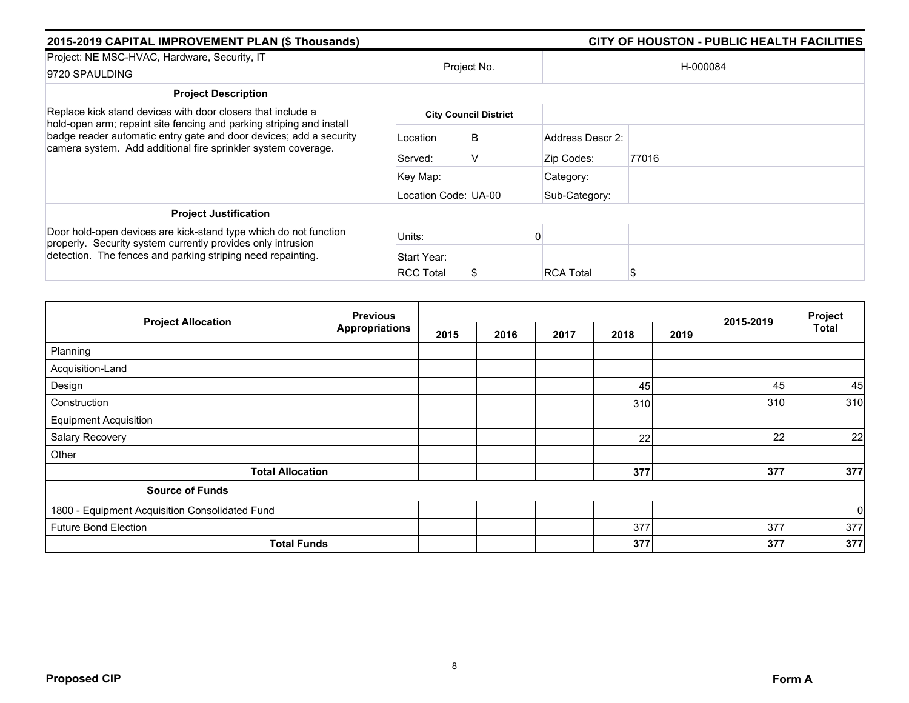## 2015-2019 CAPITAL IMPROVEMENT PLAN ($ Thousands) — CITY OF HOUSTON - PUBLIC HEALTH FACILITIES

| Project: NE MSC-HVAC, Hardware, Security, IT<br>9720 SPAULDING | Project No. | | H-000084 | |
|---|---|---|---|---|
| **Project Description** | | | | |
| Replace kick stand devices with door closers that include a hold-open arm; repaint site fencing and parking striping and install badge reader automatic entry gate and door devices; add a security camera system. Add additional fire sprinkler system coverage. | **City Council District** | | | |
| | Location | B | Address Descr 2: | |
| | Served: | V | Zip Codes: | 77016 |
| | Key Map: | | Category: | |
| | Location Code: | UA-00 | Sub-Category: | |
| **Project Justification** | | | | |
| Door hold-open devices are kick-stand type which do not function properly. Security system currently provides only intrusion detection. The fences and parking striping need repainting. | Units: | 0 | | |
| | Start Year: | | | |
| | RCC Total | $ | RCA Total | $ |

| Project Allocation | Previous Appropriations | 2015 | 2016 | 2017 | 2018 | 2019 | 2015-2019 | Project Total |
|---|---|---|---|---|---|---|---|---|
| Planning | | | | | | | | |
| Acquisition-Land | | | | | | | | |
| Design | | | | | 45 | | 45 | 45 |
| Construction | | | | | 310 | | 310 | 310 |
| Equipment Acquisition | | | | | | | | |
| Salary Recovery | | | | | 22 | | 22 | 22 |
| Other | | | | | | | | |
| **Total Allocation** | | | | | **377** | | **377** | **377** |
| **Source of Funds** | | | | | | | | |
| 1800 - Equipment Acquisition Consolidated Fund | | | | | | | | 0 |
| Future Bond Election | | | | | 377 | | 377 | 377 |
| **Total Funds** | | | | | **377** | | **377** | **377** |

**Proposed CIP** **Form A**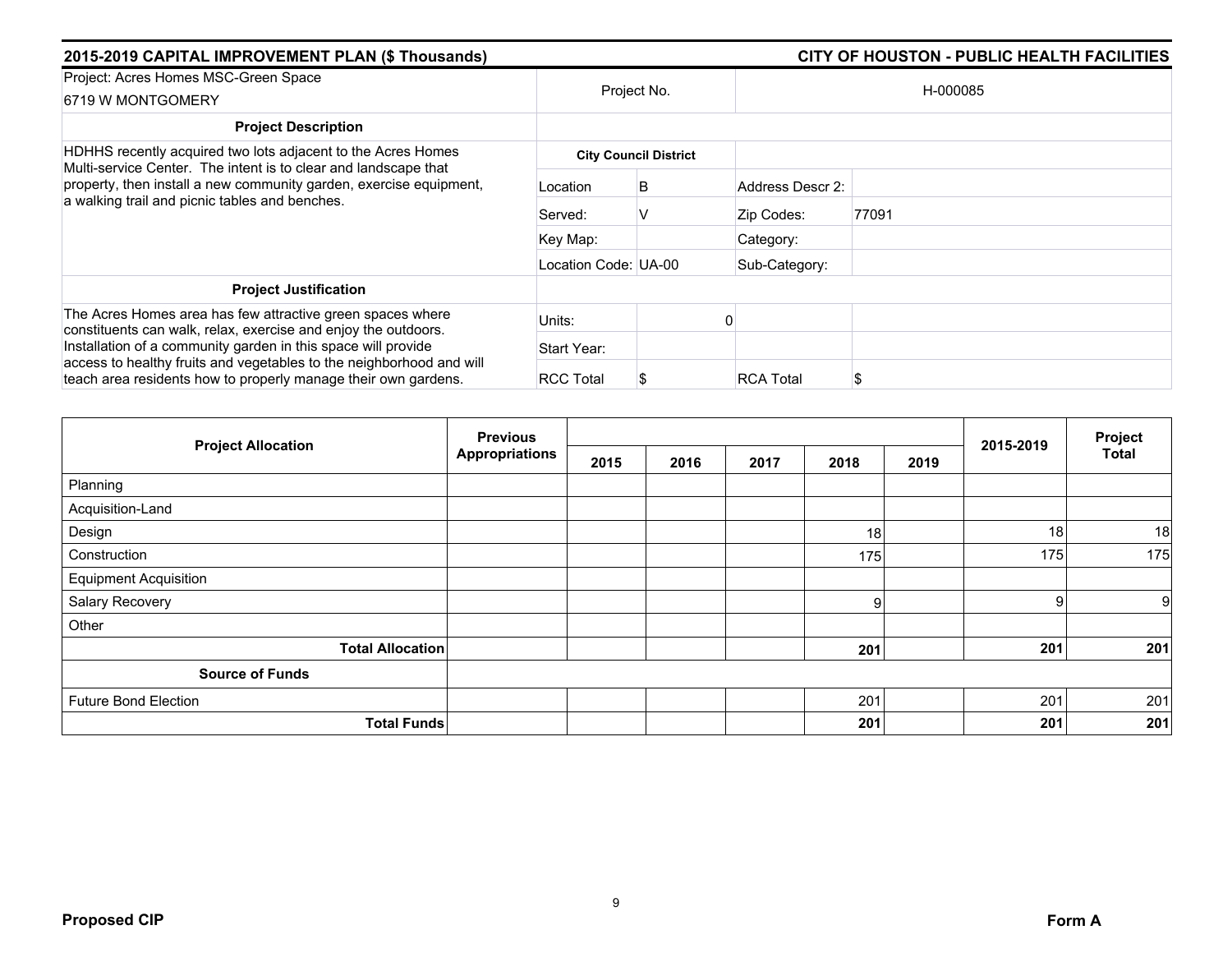**2015-2019 CAPITAL IMPROVEMENT PLAN ($ Thousands)** — **CITY OF HOUSTON - PUBLIC HEALTH FACILITIES**

| Project: Acres Homes MSC-Green Space<br>6719 W MONTGOMERY | Project No. | | H-000085 | |
|---|---|---|---|---|
| **Project Description** | | | | |
| HDHHS recently acquired two lots adjacent to the Acres Homes Multi-service Center. The intent is to clear and landscape that property, then install a new community garden, exercise equipment, a walking trail and picnic tables and benches. | **City Council District** | | | |
| | Location | B | Address Descr 2: | |
| | Served: | V | Zip Codes: | 77091 |
| | Key Map: | | Category: | |
| | Location Code: | UA-00 | Sub-Category: | |
| **Project Justification** | | | | |
| The Acres Homes area has few attractive green spaces where constituents can walk, relax, exercise and enjoy the outdoors. Installation of a community garden in this space will provide access to healthy fruits and vegetables to the neighborhood and will teach area residents how to properly manage their own gardens. | Units: | 0 | | |
| | Start Year: | | | |
| | RCC Total | $ | RCA Total | $ |

| Project Allocation | Previous Appropriations | 2015 | 2016 | 2017 | 2018 | 2019 | 2015-2019 | Project Total |
|---|---|---|---|---|---|---|---|---|
| Planning | | | | | | | | |
| Acquisition-Land | | | | | | | | |
| Design | | | | | 18 | | 18 | 18 |
| Construction | | | | | 175 | | 175 | 175 |
| Equipment Acquisition | | | | | | | | |
| Salary Recovery | | | | | 9 | | 9 | 9 |
| Other | | | | | | | | |
| **Total Allocation** | | | | | **201** | | **201** | **201** |
| **Source of Funds** | | | | | | | | |
| Future Bond Election | | | | | 201 | | 201 | 201 |
| **Total Funds** | | | | | **201** | | **201** | **201** |

**Proposed CIP** — **Form A**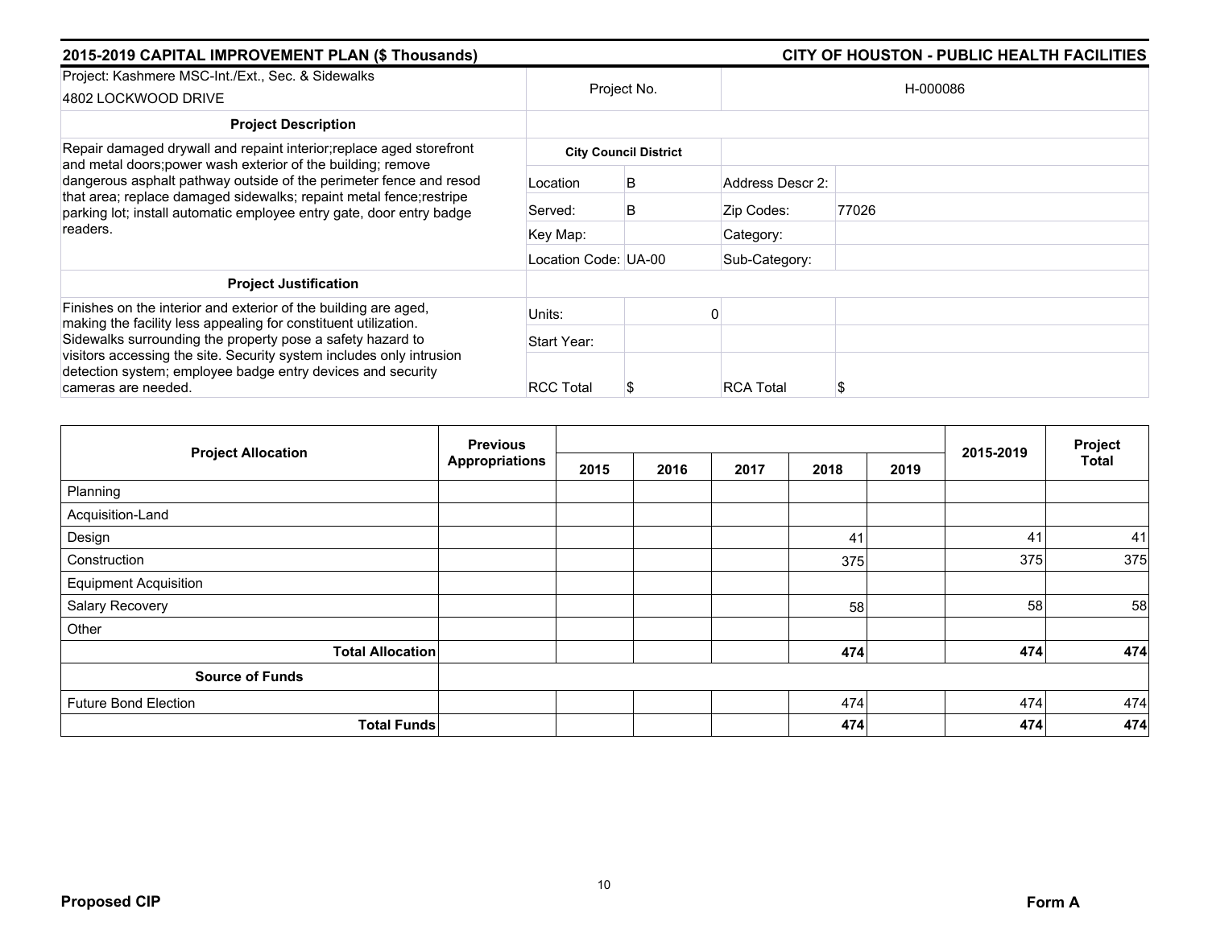## 2015-2019 CAPITAL IMPROVEMENT PLAN ($ Thousands) — CITY OF HOUSTON - PUBLIC HEALTH FACILITIES

| Project: Kashmere MSC-Int./Ext., Sec. & Sidewalks<br>4802 LOCKWOOD DRIVE | Project No. | | H-000086 | |
|---|---|---|---|---|
| **Project Description** | | | | |
| Repair damaged drywall and repaint interior;replace aged storefront and metal doors;power wash exterior of the building; remove dangerous asphalt pathway outside of the perimeter fence and resod that area; replace damaged sidewalks; repaint metal fence;restripe parking lot; install automatic employee entry gate, door entry badge readers. | **City Council District** | | | |
| | Location | B | Address Descr 2: | |
| | Served: | B | Zip Codes: | 77026 |
| | Key Map: | | Category: | |
| | Location Code: UA-00 | | Sub-Category: | |
| **Project Justification** | | | | |
| Finishes on the interior and exterior of the building are aged, making the facility less appealing for constituent utilization. Sidewalks surrounding the property pose a safety hazard to visitors accessing the site. Security system includes only intrusion detection system; employee badge entry devices and security cameras are needed. | Units: | 0 | | |
| | Start Year: | | | |
| | RCC Total | $ | RCA Total | $ |

| Project Allocation | Previous Appropriations | 2015 | 2016 | 2017 | 2018 | 2019 | 2015-2019 | Project Total |
|---|---|---|---|---|---|---|---|---|
| Planning | | | | | | | | |
| Acquisition-Land | | | | | | | | |
| Design | | | | | 41 | | 41 | 41 |
| Construction | | | | | 375 | | 375 | 375 |
| Equipment Acquisition | | | | | | | | |
| Salary Recovery | | | | | 58 | | 58 | 58 |
| Other | | | | | | | | |
| **Total Allocation** | | | | | **474** | | **474** | **474** |
| **Source of Funds** | | | | | | | | |
| Future Bond Election | | | | | 474 | | 474 | 474 |
| **Total Funds** | | | | | **474** | | **474** | **474** |

**Proposed CIP** — **Form A**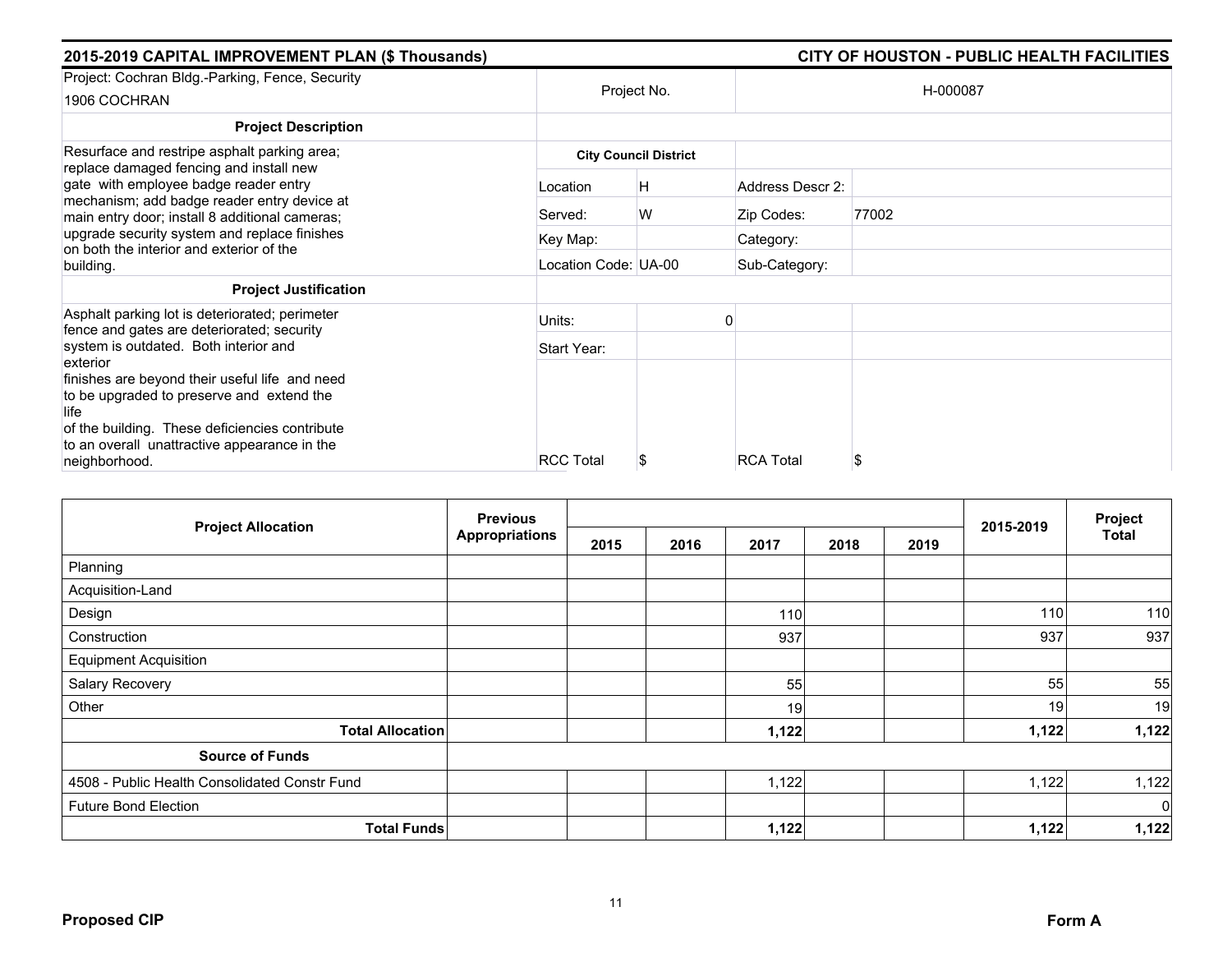## 2015-2019 CAPITAL IMPROVEMENT PLAN ($ Thousands) — CITY OF HOUSTON - PUBLIC HEALTH FACILITIES

| Project: Cochran Bldg.-Parking, Fence, Security 1906 COCHRAN | Project No. | | H-000087 | |
|---|---|---|---|---|
| **Project Description** | | | | |
| Resurface and restripe asphalt parking area; replace damaged fencing and install new gate with employee badge reader entry mechanism; add badge reader entry device at main entry door; install 8 additional cameras; upgrade security system and replace finishes on both the interior and exterior of the building. | **City Council District** | | | |
| | Location | H | Address Descr 2: | |
| | Served: | W | Zip Codes: | 77002 |
| | Key Map: | | Category: | |
| | Location Code: | UA-00 | Sub-Category: | |
| **Project Justification** | | | | |
| Asphalt parking lot is deteriorated; perimeter fence and gates are deteriorated; security system is outdated. Both interior and exterior finishes are beyond their useful life and need to be upgraded to preserve and extend the life of the building. These deficiencies contribute to an overall unattractive appearance in the neighborhood. | Units: | 0 | | |
| | Start Year: | | | |
| | RCC Total | $ | RCA Total | $ |

| Project Allocation | Previous Appropriations | 2015 | 2016 | 2017 | 2018 | 2019 | 2015-2019 | Project Total |
|---|---|---|---|---|---|---|---|---|
| Planning | | | | | | | | |
| Acquisition-Land | | | | | | | | |
| Design | | | | 110 | | | 110 | 110 |
| Construction | | | | 937 | | | 937 | 937 |
| Equipment Acquisition | | | | | | | | |
| Salary Recovery | | | | 55 | | | 55 | 55 |
| Other | | | | 19 | | | 19 | 19 |
| **Total Allocation** | | | | **1,122** | | | **1,122** | **1,122** |
| **Source of Funds** | | | | | | | | |
| 4508 - Public Health Consolidated Constr Fund | | | | 1,122 | | | 1,122 | 1,122 |
| Future Bond Election | | | | | | | | 0 |
| **Total Funds** | | | | **1,122** | | | **1,122** | **1,122** |

**Proposed CIP** — **Form A**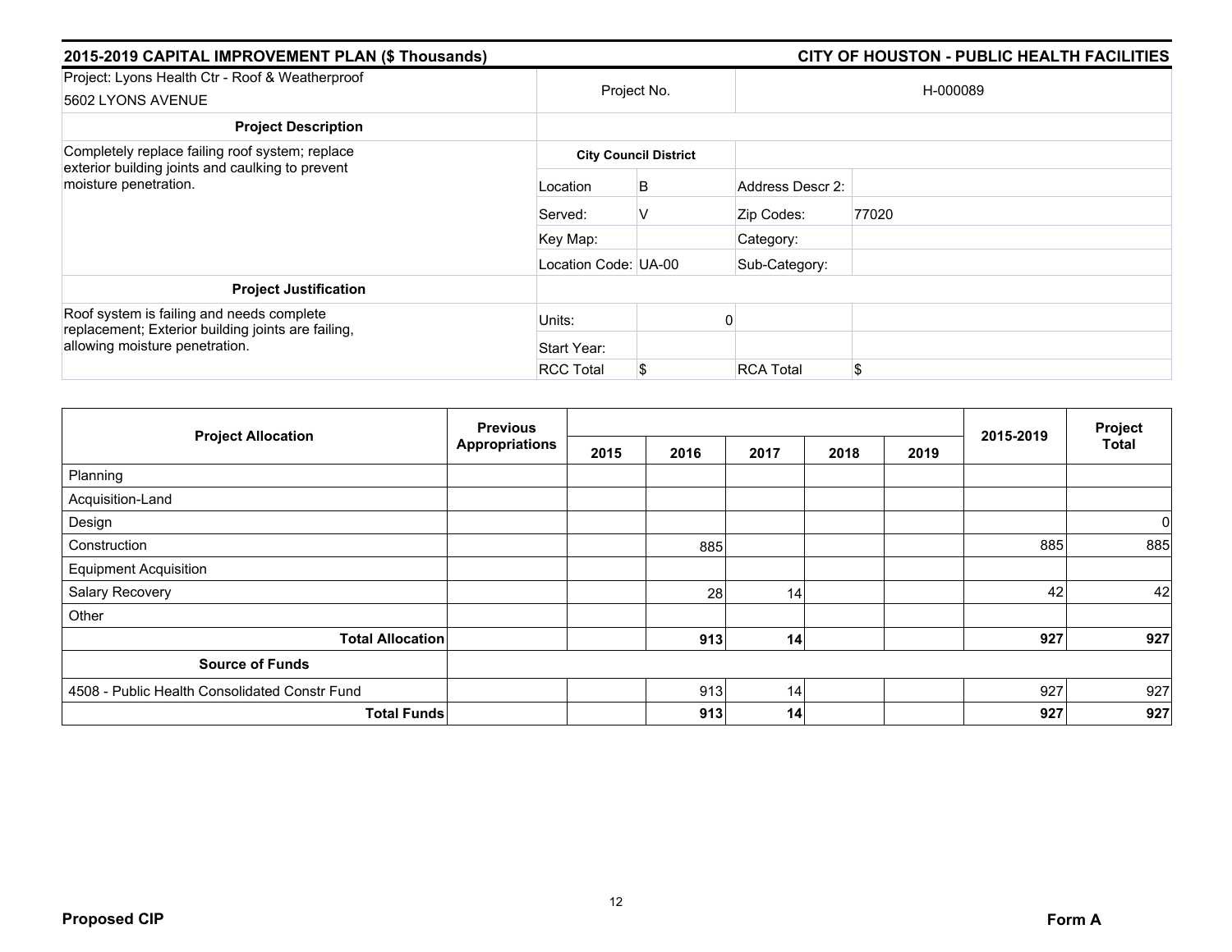## 2015-2019 CAPITAL IMPROVEMENT PLAN ($ Thousands)

## CITY OF HOUSTON - PUBLIC HEALTH FACILITIES

| Project: Lyons Health Ctr - Roof & Weatherproof<br>5602 LYONS AVENUE | Project No. | | H-000089 | |
|---|---|---|---|---|
| **Project Description** | | | | |
| Completely replace failing roof system; replace exterior building joints and caulking to prevent moisture penetration. | **City Council District** | | | |
| | Location | B | Address Descr 2: | |
| | Served: | V | Zip Codes: | 77020 |
| | Key Map: | | Category: | |
| | Location Code: | UA-00 | Sub-Category: | |
| **Project Justification** | | | | |
| Roof system is failing and needs complete replacement; Exterior building joints are failing, allowing moisture penetration. | Units: | 0 | | |
| | Start Year: | | | |
| | RCC Total | $ | RCA Total | $ |

| Project Allocation | Previous Appropriations | 2015 | 2016 | 2017 | 2018 | 2019 | 2015-2019 | Project Total |
|---|---|---|---|---|---|---|---|---|
| Planning | | | | | | | | |
| Acquisition-Land | | | | | | | | |
| Design | | | | | | | | 0 |
| Construction | | | 885 | | | | 885 | 885 |
| Equipment Acquisition | | | | | | | | |
| Salary Recovery | | | 28 | 14 | | | 42 | 42 |
| Other | | | | | | | | |
| **Total Allocation** | | | **913** | **14** | | | **927** | **927** |
| **Source of Funds** | | | | | | | | |
| 4508 - Public Health Consolidated Constr Fund | | | 913 | 14 | | | 927 | 927 |
| **Total Funds** | | | **913** | **14** | | | **927** | **927** |

**Proposed CIP** **Form A**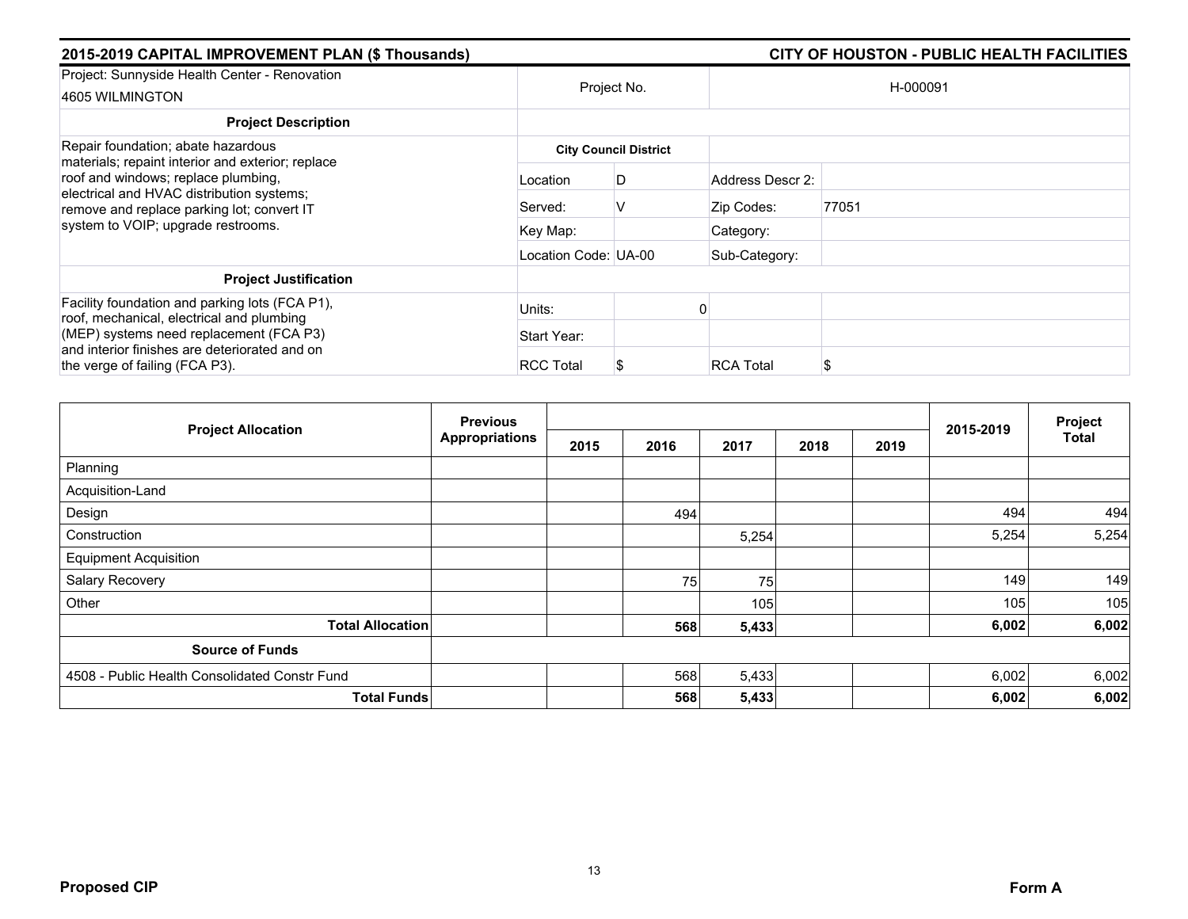## 2015-2019 CAPITAL IMPROVEMENT PLAN ($ Thousands) — CITY OF HOUSTON - PUBLIC HEALTH FACILITIES

| Project: Sunnyside Health Center - Renovation<br>4605 WILMINGTON | Project No. | | H-000091 | |
|---|---|---|---|---|
| **Project Description** | | | | |
| Repair foundation; abate hazardous materials; repaint interior and exterior; replace roof and windows; replace plumbing, electrical and HVAC distribution systems; remove and replace parking lot; convert IT system to VOIP; upgrade restrooms. | **City Council District** | | | |
| | Location | D | Address Descr 2: | |
| | Served: | V | Zip Codes: | 77051 |
| | Key Map: | | Category: | |
| | Location Code: | UA-00 | Sub-Category: | |
| **Project Justification** | | | | |
| Facility foundation and parking lots (FCA P1), roof, mechanical, electrical and plumbing (MEP) systems need replacement (FCA P3) and interior finishes are deteriorated and on the verge of failing (FCA P3). | Units: | 0 | | |
| | Start Year: | | | |
| | RCC Total | $ | RCA Total | $ |

| Project Allocation | Previous Appropriations | 2015 | 2016 | 2017 | 2018 | 2019 | 2015-2019 | Project Total |
|---|---|---|---|---|---|---|---|---|
| Planning | | | | | | | | |
| Acquisition-Land | | | | | | | | |
| Design | | | 494 | | | | 494 | 494 |
| Construction | | | | 5,254 | | | 5,254 | 5,254 |
| Equipment Acquisition | | | | | | | | |
| Salary Recovery | | | 75 | 75 | | | 149 | 149 |
| Other | | | | 105 | | | 105 | 105 |
| **Total Allocation** | | | **568** | **5,433** | | | **6,002** | **6,002** |
| **Source of Funds** | | | | | | | | |
| 4508 - Public Health Consolidated Constr Fund | | | 568 | 5,433 | | | 6,002 | 6,002 |
| **Total Funds** | | | **568** | **5,433** | | | **6,002** | **6,002** |

**Proposed CIP** — **Form A**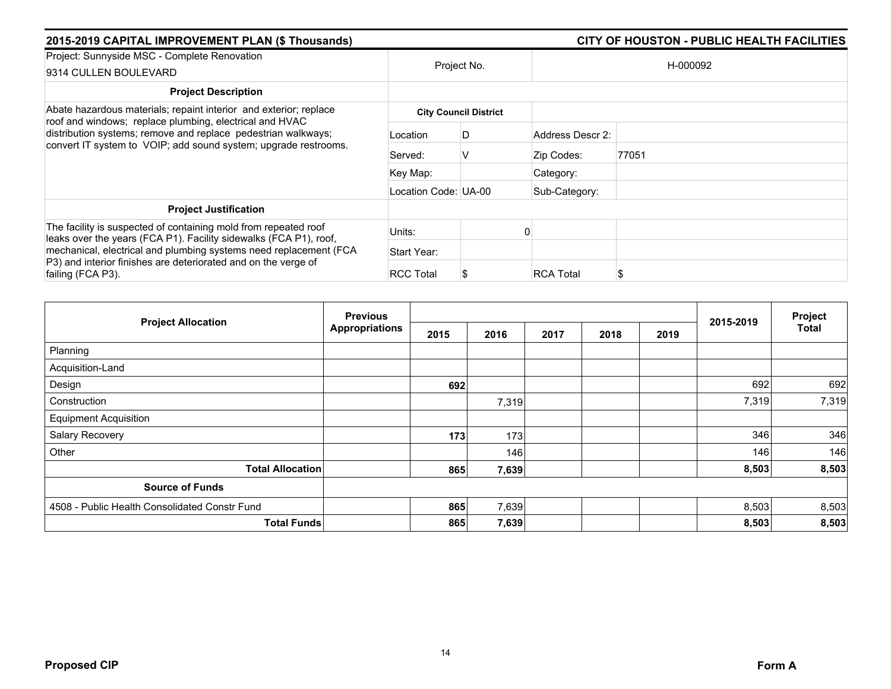## 2015-2019 CAPITAL IMPROVEMENT PLAN ($ Thousands)

## CITY OF HOUSTON - PUBLIC HEALTH FACILITIES

| Project: Sunnyside MSC - Complete Renovation<br>9314 CULLEN BOULEVARD | Project No. | | H-000092 | |
|---|---|---|---|---|
| **Project Description** | | | | |
| Abate hazardous materials; repaint interior and exterior; replace roof and windows; replace plumbing, electrical and HVAC distribution systems; remove and replace pedestrian walkways; convert IT system to VOIP; add sound system; upgrade restrooms. | **City Council District** | | | |
| | Location | D | Address Descr 2: | |
| | Served: | V | Zip Codes: | 77051 |
| | Key Map: | | Category: | |
| | Location Code: | UA-00 | Sub-Category: | |
| **Project Justification** | | | | |
| The facility is suspected of containing mold from repeated roof leaks over the years (FCA P1). Facility sidewalks (FCA P1), roof, mechanical, electrical and plumbing systems need replacement (FCA P3) and interior finishes are deteriorated and on the verge of failing (FCA P3). | Units: | 0 | | |
| | Start Year: | | | |
| | RCC Total | $ | RCA Total | $ |

| Project Allocation | Previous Appropriations | 2015 | 2016 | 2017 | 2018 | 2019 | 2015-2019 | Project Total |
|---|---|---|---|---|---|---|---|---|
| Planning | | | | | | | | |
| Acquisition-Land | | | | | | | | |
| Design | | **692** | | | | | 692 | 692 |
| Construction | | | 7,319 | | | | 7,319 | 7,319 |
| Equipment Acquisition | | | | | | | | |
| Salary Recovery | | **173** | 173 | | | | 346 | 346 |
| Other | | | 146 | | | | 146 | 146 |
| **Total Allocation** | | **865** | **7,639** | | | | **8,503** | **8,503** |
| **Source of Funds** | | | | | | | | |
| 4508 - Public Health Consolidated Constr Fund | | **865** | 7,639 | | | | 8,503 | 8,503 |
| **Total Funds** | | **865** | **7,639** | | | | **8,503** | **8,503** |

**Proposed CIP** **Form A**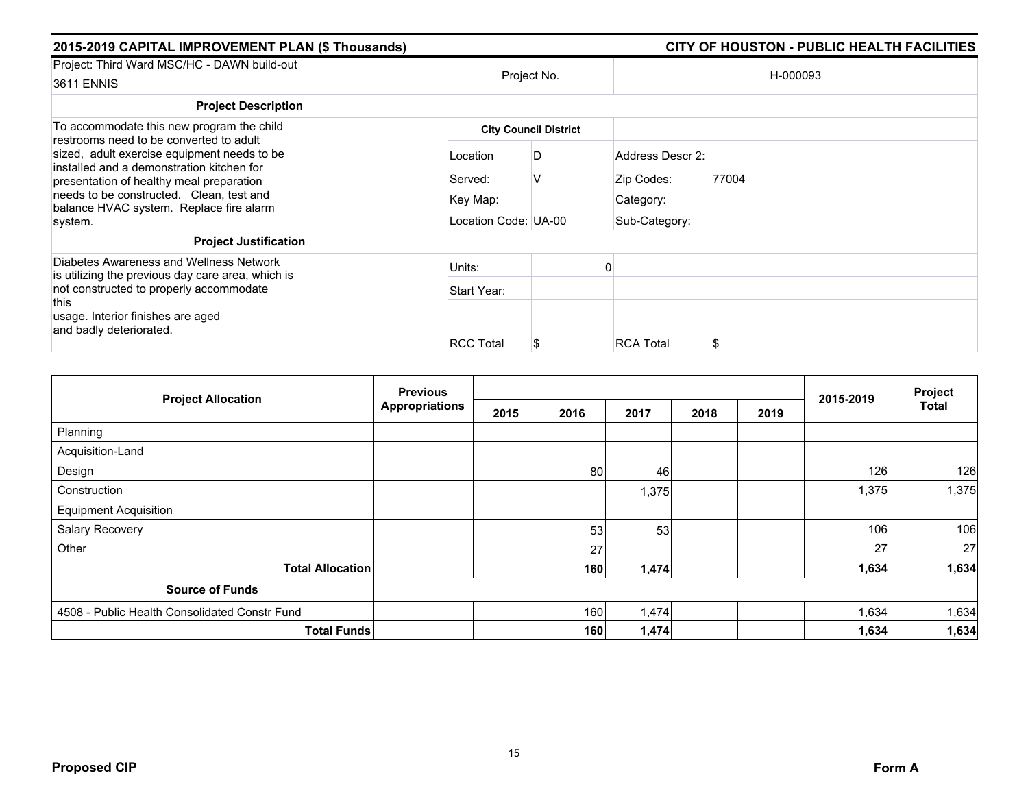## 2015-2019 CAPITAL IMPROVEMENT PLAN ($ Thousands) — CITY OF HOUSTON - PUBLIC HEALTH FACILITIES

| Project: Third Ward MSC/HC - DAWN build-out 3611 ENNIS | Project No. | | H-000093 | |
|---|---|---|---|---|
| **Project Description** | | | | |
| To accommodate this new program the child restrooms need to be converted to adult sized, adult exercise equipment needs to be installed and a demonstration kitchen for presentation of healthy meal preparation needs to be constructed. Clean, test and balance HVAC system. Replace fire alarm system. | **City Council District** | | | |
| | Location | D | Address Descr 2: | |
| | Served: | V | Zip Codes: | 77004 |
| | Key Map: | | Category: | |
| | Location Code: UA-00 | | Sub-Category: | |
| **Project Justification** | | | | |
| Diabetes Awareness and Wellness Network is utilizing the previous day care area, which is not constructed to properly accommodate this usage. Interior finishes are aged and badly deteriorated. | Units: | 0 | | |
| | Start Year: | | | |
| | RCC Total | $ | RCA Total | $ |

| Project Allocation | Previous Appropriations | 2015 | 2016 | 2017 | 2018 | 2019 | 2015-2019 | Project Total |
|---|---|---|---|---|---|---|---|---|
| Planning | | | | | | | | |
| Acquisition-Land | | | | | | | | |
| Design | | | 80 | 46 | | | 126 | 126 |
| Construction | | | | 1,375 | | | 1,375 | 1,375 |
| Equipment Acquisition | | | | | | | | |
| Salary Recovery | | | 53 | 53 | | | 106 | 106 |
| Other | | | 27 | | | | 27 | 27 |
| **Total Allocation** | | | **160** | **1,474** | | | **1,634** | **1,634** |
| **Source of Funds** | | | | | | | | |
| 4508 - Public Health Consolidated Constr Fund | | | 160 | 1,474 | | | 1,634 | 1,634 |
| **Total Funds** | | | **160** | **1,474** | | | **1,634** | **1,634** |

**Proposed CIP** — **Form A**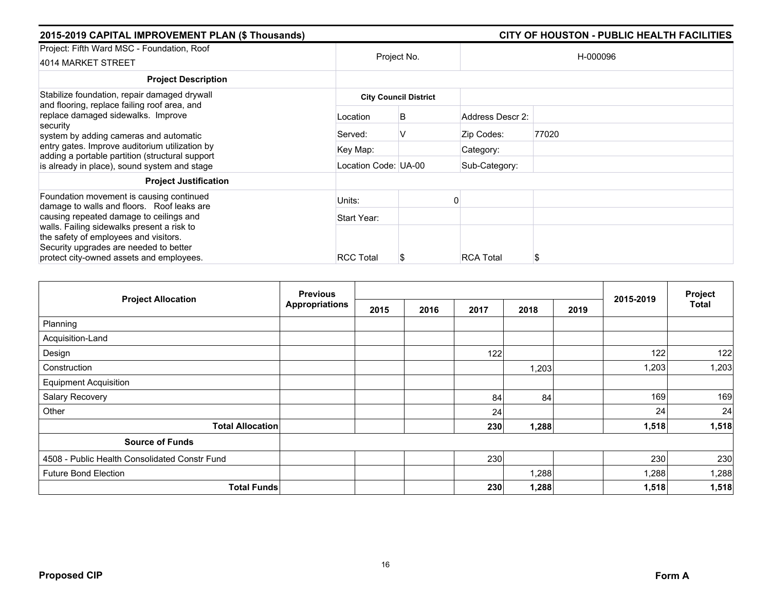## 2015-2019 CAPITAL IMPROVEMENT PLAN ($ Thousands)

## CITY OF HOUSTON - PUBLIC HEALTH FACILITIES

| Project: Fifth Ward MSC - Foundation, Roof<br>4014 MARKET STREET | Project No. | | H-000096 | |
|---|---|---|---|---|
| **Project Description** | | | | |
| Stabilize foundation, repair damaged drywall and flooring, replace failing roof area, and replace damaged sidewalks. Improve security system by adding cameras and automatic entry gates. Improve auditorium utilization by adding a portable partition (structural support is already in place), sound system and stage | **City Council District** | | | |
| | Location | B | Address Descr 2: | |
| | Served: | V | Zip Codes: | 77020 |
| | Key Map: | | Category: | |
| | Location Code: UA-00 | | Sub-Category: | |
| **Project Justification** | | | | |
| Foundation movement is causing continued damage to walls and floors. Roof leaks are causing repeated damage to ceilings and walls. Failing sidewalks present a risk to the safety of employees and visitors. Security upgrades are needed to better protect city-owned assets and employees. | Units: | 0 | | |
| | Start Year: | | | |
| | RCC Total | $ | RCA Total | $ |

| Project Allocation | Previous Appropriations | 2015 | 2016 | 2017 | 2018 | 2019 | 2015-2019 | Project Total |
|---|---|---|---|---|---|---|---|---|
| Planning | | | | | | | | |
| Acquisition-Land | | | | | | | | |
| Design | | | | 122 | | | 122 | 122 |
| Construction | | | | | 1,203 | | 1,203 | 1,203 |
| Equipment Acquisition | | | | | | | | |
| Salary Recovery | | | | 84 | 84 | | 169 | 169 |
| Other | | | | 24 | | | 24 | 24 |
| **Total Allocation** | | | | **230** | **1,288** | | **1,518** | **1,518** |
| **Source of Funds** | | | | | | | | |
| 4508 - Public Health Consolidated Constr Fund | | | | 230 | | | 230 | 230 |
| Future Bond Election | | | | | 1,288 | | 1,288 | 1,288 |
| **Total Funds** | | | | **230** | **1,288** | | **1,518** | **1,518** |

**Proposed CIP** **Form A**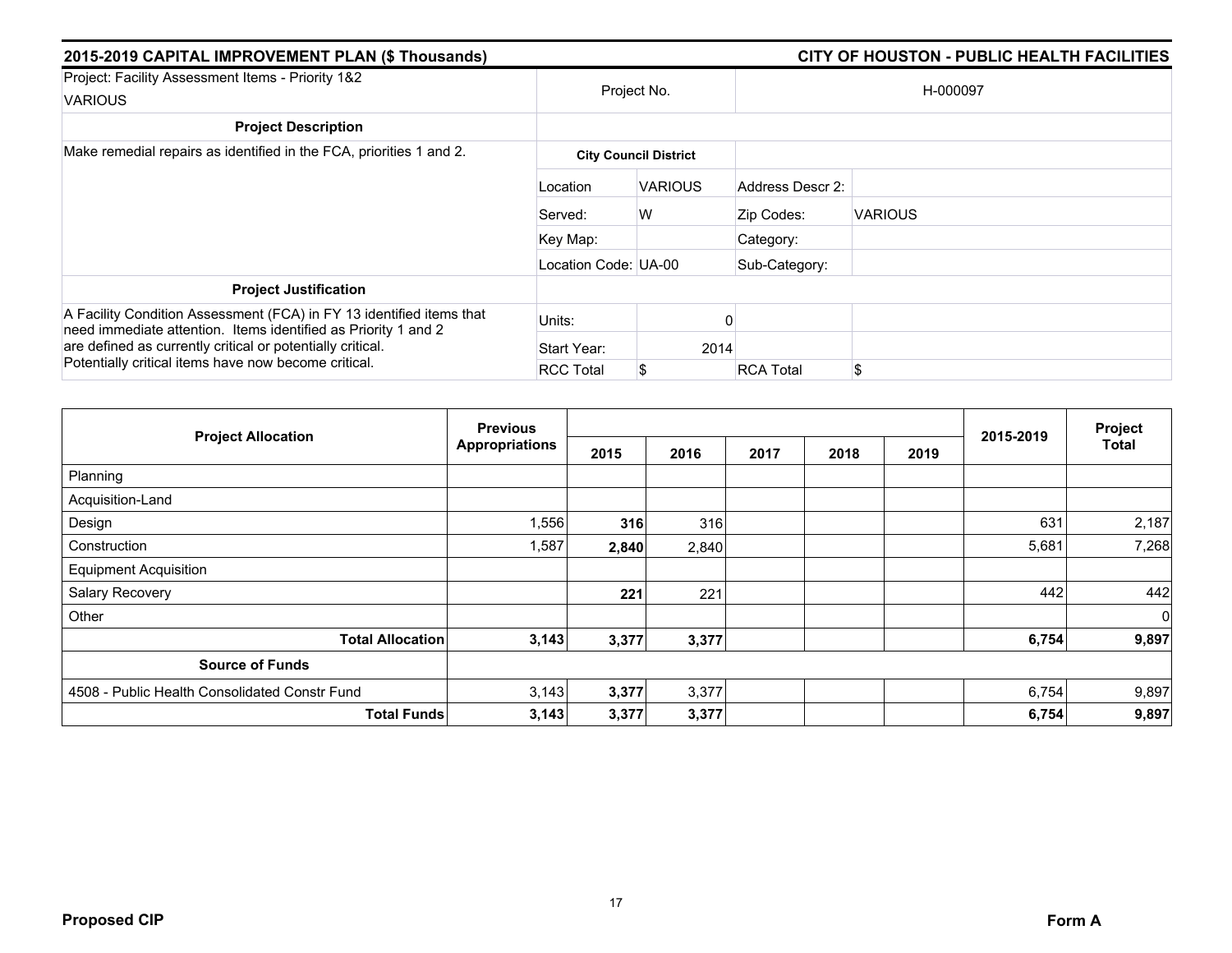## 2015-2019 CAPITAL IMPROVEMENT PLAN ($ Thousands) — CITY OF HOUSTON - PUBLIC HEALTH FACILITIES

| Project: Facility Assessment Items - Priority 1&2 VARIOUS | Project No. | | H-000097 | |
|---|---|---|---|---|
| **Project Description** | | | | |
| Make remedial repairs as identified in the FCA, priorities 1 and 2. | **City Council District** | | | |
| | Location | VARIOUS | Address Descr 2: | |
| | Served: | W | Zip Codes: | VARIOUS |
| | Key Map: | | Category: | |
| | Location Code: UA-00 | | Sub-Category: | |
| **Project Justification** | | | | |
| A Facility Condition Assessment (FCA) in FY 13 identified items that need immediate attention. Items identified as Priority 1 and 2 are defined as currently critical or potentially critical. Potentially critical items have now become critical. | Units: | 0 | | |
| | Start Year: | 2014 | | |
| | RCC Total | $ | RCA Total | $ |

| Project Allocation | Previous Appropriations | 2015 | 2016 | 2017 | 2018 | 2019 | 2015-2019 | Project Total |
|---|---|---|---|---|---|---|---|---|
| Planning | | | | | | | | |
| Acquisition-Land | | | | | | | | |
| Design | 1,556 | **316** | 316 | | | | 631 | 2,187 |
| Construction | 1,587 | **2,840** | 2,840 | | | | 5,681 | 7,268 |
| Equipment Acquisition | | | | | | | | |
| Salary Recovery | | **221** | 221 | | | | 442 | 442 |
| Other | | | | | | | | 0 |
| **Total Allocation** | **3,143** | **3,377** | **3,377** | | | | **6,754** | **9,897** |
| **Source of Funds** | | | | | | | | |
| 4508 - Public Health Consolidated Constr Fund | 3,143 | **3,377** | 3,377 | | | | 6,754 | 9,897 |
| **Total Funds** | **3,143** | **3,377** | **3,377** | | | | **6,754** | **9,897** |

**Proposed CIP** — **Form A**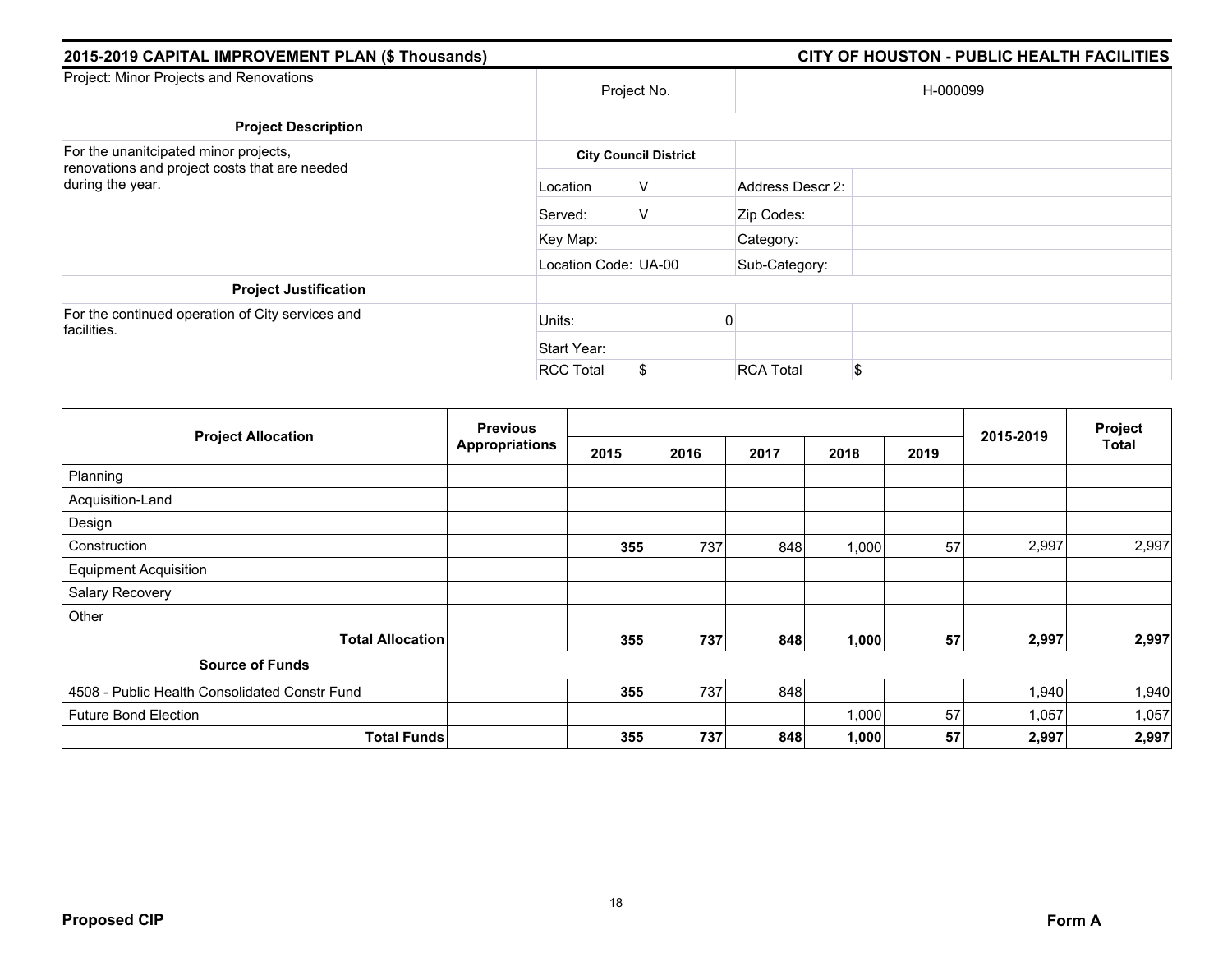## 2015-2019 CAPITAL IMPROVEMENT PLAN ($ Thousands)

## CITY OF HOUSTON - PUBLIC HEALTH FACILITIES

| Project: Minor Projects and Renovations | Project No. | | H-000099 | |
|---|---|---|---|---|
| **Project Description** | | | | |
| For the unanitcipated minor projects, renovations and project costs that are needed during the year. | **City Council District** | | | |
| | Location | V | Address Descr 2: | |
| | Served: | V | Zip Codes: | |
| | Key Map: | | Category: | |
| | Location Code: UA-00 | | Sub-Category: | |
| **Project Justification** | | | | |
| For the continued operation of City services and facilities. | Units: | 0 | | |
| | Start Year: | | | |
| | RCC Total | $ | RCA Total | $ |

| Project Allocation | Previous Appropriations | 2015 | 2016 | 2017 | 2018 | 2019 | 2015-2019 | Project Total |
|---|---|---|---|---|---|---|---|---|
| Planning | | | | | | | | |
| Acquisition-Land | | | | | | | | |
| Design | | | | | | | | |
| Construction | | **355** | 737 | 848 | 1,000 | 57 | 2,997 | 2,997 |
| Equipment Acquisition | | | | | | | | |
| Salary Recovery | | | | | | | | |
| Other | | | | | | | | |
| **Total Allocation** | | **355** | **737** | **848** | **1,000** | **57** | **2,997** | **2,997** |
| **Source of Funds** | | | | | | | | |
| 4508 - Public Health Consolidated Constr Fund | | **355** | 737 | 848 | | | 1,940 | 1,940 |
| Future Bond Election | | | | | 1,000 | 57 | 1,057 | 1,057 |
| **Total Funds** | | **355** | **737** | **848** | **1,000** | **57** | **2,997** | **2,997** |

**Proposed CIP** **Form A**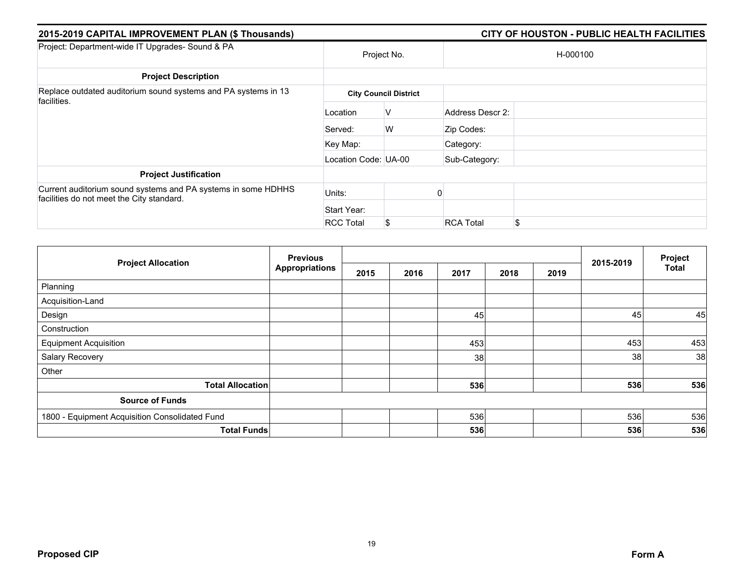## 2015-2019 CAPITAL IMPROVEMENT PLAN ($ Thousands)

## CITY OF HOUSTON - PUBLIC HEALTH FACILITIES

| Project: Department-wide IT Upgrades- Sound & PA | Project No. | | H-000100 | |
|---|---|---|---|---|
| **Project Description** | | | | |
| Replace outdated auditorium sound systems and PA systems in 13 facilities. | **City Council District** | | | |
| | Location | V | Address Descr 2: | |
| | Served: | W | Zip Codes: | |
| | Key Map: | | Category: | |
| | Location Code: UA-00 | | Sub-Category: | |
| **Project Justification** | | | | |
| Current auditorium sound systems and PA systems in some HDHHS facilities do not meet the City standard. | Units: | 0 | | |
| | Start Year: | | | |
| | RCC Total | $ | RCA Total | $ |

| Project Allocation | Previous Appropriations | 2015 | 2016 | 2017 | 2018 | 2019 | 2015-2019 | Project Total |
|---|---|---|---|---|---|---|---|---|
| Planning | | | | | | | | |
| Acquisition-Land | | | | | | | | |
| Design | | | | 45 | | | 45 | 45 |
| Construction | | | | | | | | |
| Equipment Acquisition | | | | 453 | | | 453 | 453 |
| Salary Recovery | | | | 38 | | | 38 | 38 |
| Other | | | | | | | | |
| **Total Allocation** | | | | **536** | | | **536** | **536** |
| **Source of Funds** | | | | | | | | |
| 1800 - Equipment Acquisition Consolidated Fund | | | | 536 | | | 536 | 536 |
| **Total Funds** | | | | **536** | | | **536** | **536** |

**Proposed CIP** **Form A**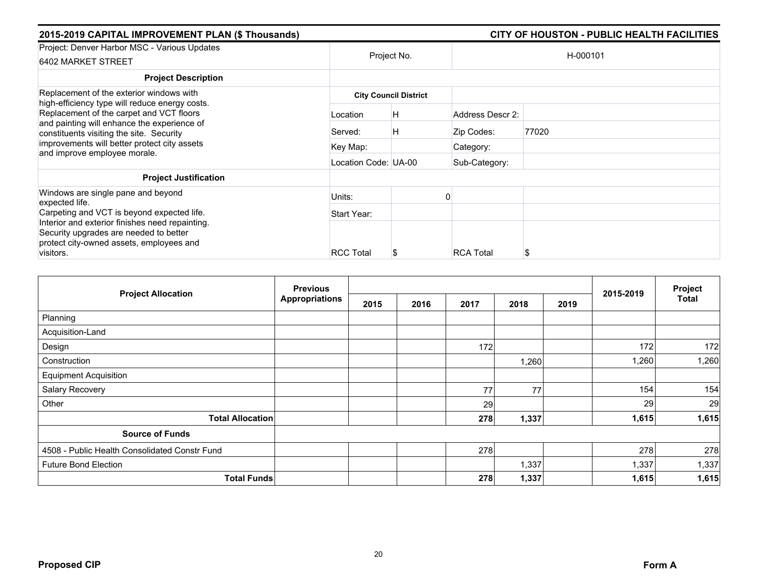**2015-2019 CAPITAL IMPROVEMENT PLAN ($ Thousands)** — **CITY OF HOUSTON - PUBLIC HEALTH FACILITIES**

| Project: Denver Harbor MSC - Various Updates<br>6402 MARKET STREET | Project No. | | H-000101 | |
|---|---|---|---|---|
| **Project Description** | | | | |
| Replacement of the exterior windows with high-efficiency type will reduce energy costs. Replacement of the carpet and VCT floors and painting will enhance the experience of constituents visiting the site. Security improvements will better protect city assets and improve employee morale. | **City Council District** | | | |
| | Location | H | Address Descr 2: | |
| | Served: | H | Zip Codes: | 77020 |
| | Key Map: | | Category: | |
| | Location Code: UA-00 | | Sub-Category: | |
| **Project Justification** | | | | |
| Windows are single pane and beyond expected life.<br>Carpeting and VCT is beyond expected life.<br>Interior and exterior finishes need repainting.<br>Security upgrades are needed to better protect city-owned assets, employees and visitors. | Units: | 0 | | |
| | Start Year: | | | |
| | RCC Total | $ | RCA Total | $ |

| Project Allocation | Previous Appropriations | 2015 | 2016 | 2017 | 2018 | 2019 | 2015-2019 | Project Total |
|---|---|---|---|---|---|---|---|---|
| Planning | | | | | | | | |
| Acquisition-Land | | | | | | | | |
| Design | | | | 172 | | | 172 | 172 |
| Construction | | | | | 1,260 | | 1,260 | 1,260 |
| Equipment Acquisition | | | | | | | | |
| Salary Recovery | | | | 77 | 77 | | 154 | 154 |
| Other | | | | 29 | | | 29 | 29 |
| **Total Allocation** | | | | **278** | **1,337** | | **1,615** | **1,615** |
| **Source of Funds** | | | | | | | | |
| 4508 - Public Health Consolidated Constr Fund | | | | 278 | | | 278 | 278 |
| Future Bond Election | | | | | 1,337 | | 1,337 | 1,337 |
| **Total Funds** | | | | **278** | **1,337** | | **1,615** | **1,615** |

**Proposed CIP** — **Form A**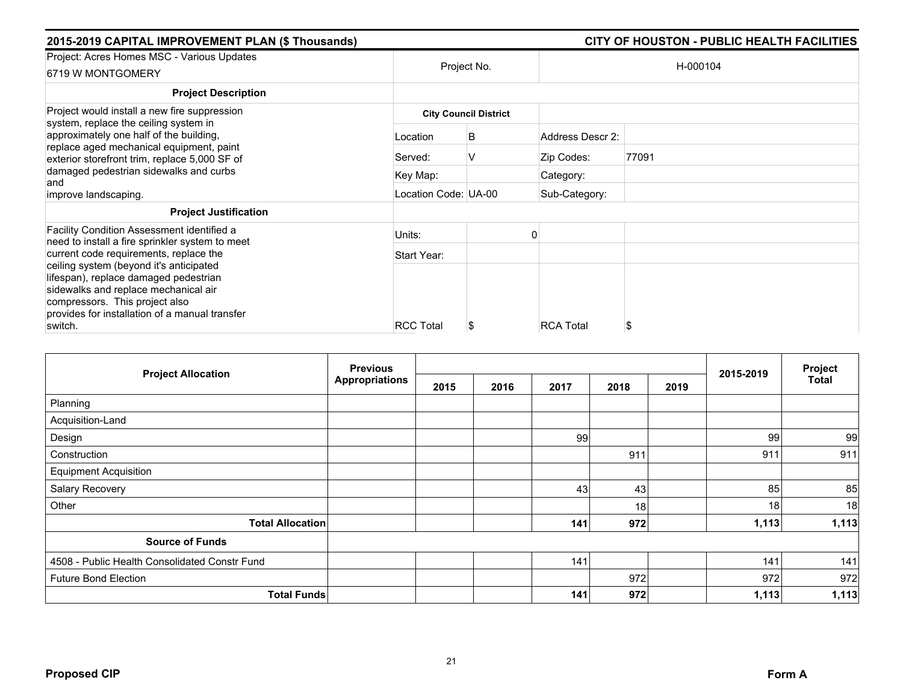## 2015-2019 CAPITAL IMPROVEMENT PLAN ($ Thousands)

## CITY OF HOUSTON - PUBLIC HEALTH FACILITIES

| Project: Acres Homes MSC - Various Updates<br>6719 W MONTGOMERY | Project No. | | H-000104 | |
|---|---|---|---|---|
| **Project Description** | | | | |
| Project would install a new fire suppression system, replace the ceiling system in approximately one half of the building, replace aged mechanical equipment, paint exterior storefront trim, replace 5,000 SF of damaged pedestrian sidewalks and curbs and improve landscaping. | **City Council District** | | | |
| | Location | B | Address Descr 2: | |
| | Served: | V | Zip Codes: | 77091 |
| | Key Map: | | Category: | |
| | Location Code: UA-00 | | Sub-Category: | |
| **Project Justification** | | | | |
| Facility Condition Assessment identified a need to install a fire sprinkler system to meet current code requirements, replace the ceiling system (beyond it's anticipated lifespan), replace damaged pedestrian sidewalks and replace mechanical air compressors. This project also provides for installation of a manual transfer switch. | Units: | 0 | | |
| | Start Year: | | | |
| | RCC Total | $ | RCA Total | $ |

| Project Allocation | Previous Appropriations | 2015 | 2016 | 2017 | 2018 | 2019 | 2015-2019 | Project Total |
|---|---|---|---|---|---|---|---|---|
| Planning | | | | | | | | |
| Acquisition-Land | | | | | | | | |
| Design | | | | 99 | | | 99 | 99 |
| Construction | | | | | 911 | | 911 | 911 |
| Equipment Acquisition | | | | | | | | |
| Salary Recovery | | | | 43 | 43 | | 85 | 85 |
| Other | | | | | 18 | | 18 | 18 |
| **Total Allocation** | | | | **141** | **972** | | **1,113** | **1,113** |
| **Source of Funds** | | | | | | | | |
| 4508 - Public Health Consolidated Constr Fund | | | | 141 | | | 141 | 141 |
| Future Bond Election | | | | | 972 | | 972 | 972 |
| **Total Funds** | | | | **141** | **972** | | **1,113** | **1,113** |

**Proposed CIP** **Form A**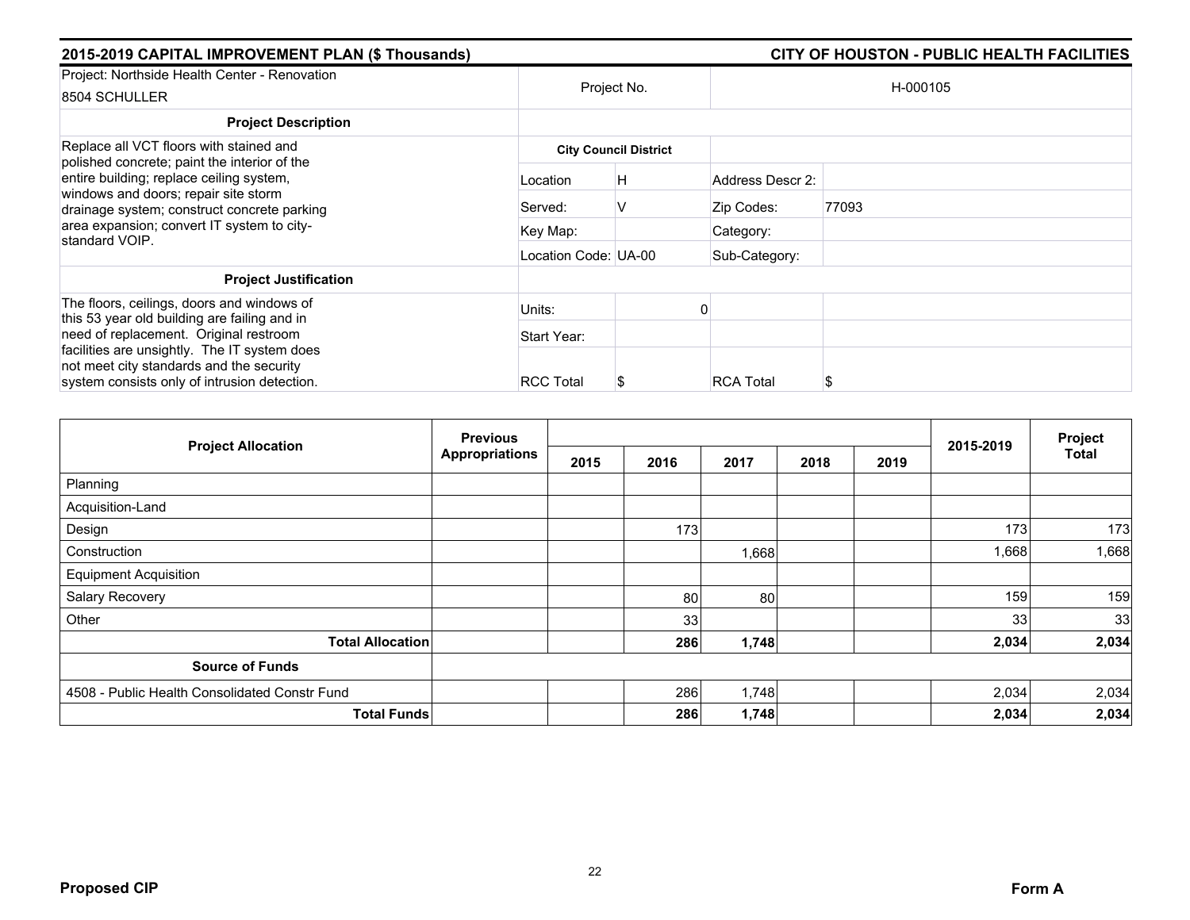## 2015-2019 CAPITAL IMPROVEMENT PLAN ($ Thousands) — CITY OF HOUSTON - PUBLIC HEALTH FACILITIES

| Project: Northside Health Center - Renovation<br>8504 SCHULLER | Project No. | H-000105 | |
|---|---|---|---|
| **Project Description** | | | |
| Replace all VCT floors with stained and polished concrete; paint the interior of the entire building; replace ceiling system, windows and doors; repair site storm drainage system; construct concrete parking area expansion; convert IT system to city-standard VOIP. | **City Council District** | | |
| | Location: H | Address Descr 2: | |
| | Served: V | Zip Codes: | 77093 |
| | Key Map: | Category: | |
| | Location Code: UA-00 | Sub-Category: | |
| **Project Justification** | | | |
| The floors, ceilings, doors and windows of this 53 year old building are failing and in need of replacement. Original restroom facilities are unsightly. The IT system does not meet city standards and the security system consists only of intrusion detection. | Units: 0 | | |
| | Start Year: | | |
| | RCC Total: $ | RCA Total | $ |

| Project Allocation | Previous Appropriations | 2015 | 2016 | 2017 | 2018 | 2019 | 2015-2019 | Project Total |
|---|---|---|---|---|---|---|---|---|
| Planning | | | | | | | | |
| Acquisition-Land | | | | | | | | |
| Design | | | 173 | | | | 173 | 173 |
| Construction | | | | 1,668 | | | 1,668 | 1,668 |
| Equipment Acquisition | | | | | | | | |
| Salary Recovery | | | 80 | 80 | | | 159 | 159 |
| Other | | | 33 | | | | 33 | 33 |
| **Total Allocation** | | | **286** | **1,748** | | | **2,034** | **2,034** |
| **Source of Funds** | | | | | | | | |
| 4508 - Public Health Consolidated Constr Fund | | | 286 | 1,748 | | | 2,034 | 2,034 |
| **Total Funds** | | | **286** | **1,748** | | | **2,034** | **2,034** |

**Proposed CIP** — **Form A**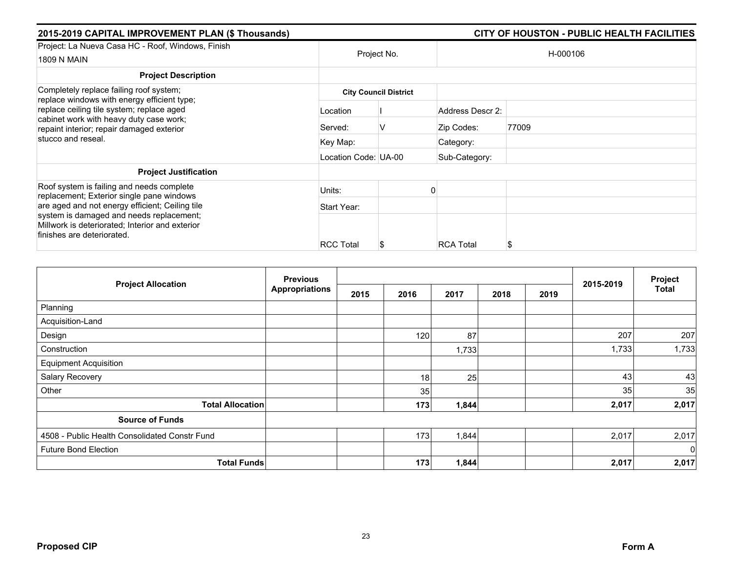## 2015-2019 CAPITAL IMPROVEMENT PLAN ($ Thousands) — CITY OF HOUSTON - PUBLIC HEALTH FACILITIES

| Project: La Nueva Casa HC - Roof, Windows, Finish<br>1809 N MAIN | Project No. | | H-000106 | |
|---|---|---|---|---|
| **Project Description** | | | | |
| Completely replace failing roof system; replace windows with energy efficient type; replace ceiling tile system; replace aged cabinet work with heavy duty case work; repaint interior; repair damaged exterior stucco and reseal. | **City Council District** | | | |
| | Location | I | Address Descr 2: | |
| | Served: | V | Zip Codes: | 77009 |
| | Key Map: | | Category: | |
| | Location Code: | UA-00 | Sub-Category: | |
| **Project Justification** | | | | |
| Roof system is failing and needs complete replacement; Exterior single pane windows are aged and not energy efficient; Ceiling tile system is damaged and needs replacement; Millwork is deteriorated; Interior and exterior finishes are deteriorated. | Units: | 0 | | |
| | Start Year: | | | |
| | RCC Total | $ | RCA Total | $ |

| Project Allocation | Previous Appropriations | 2015 | 2016 | 2017 | 2018 | 2019 | 2015-2019 | Project Total |
|---|---|---|---|---|---|---|---|---|
| Planning | | | | | | | | |
| Acquisition-Land | | | | | | | | |
| Design | | | 120 | 87 | | | 207 | 207 |
| Construction | | | | 1,733 | | | 1,733 | 1,733 |
| Equipment Acquisition | | | | | | | | |
| Salary Recovery | | | 18 | 25 | | | 43 | 43 |
| Other | | | 35 | | | | 35 | 35 |
| **Total Allocation** | | | **173** | **1,844** | | | **2,017** | **2,017** |
| **Source of Funds** | | | | | | | | |
| 4508 - Public Health Consolidated Constr Fund | | | 173 | 1,844 | | | 2,017 | 2,017 |
| Future Bond Election | | | | | | | | 0 |
| **Total Funds** | | | **173** | **1,844** | | | **2,017** | **2,017** |

**Proposed CIP** — **Form A**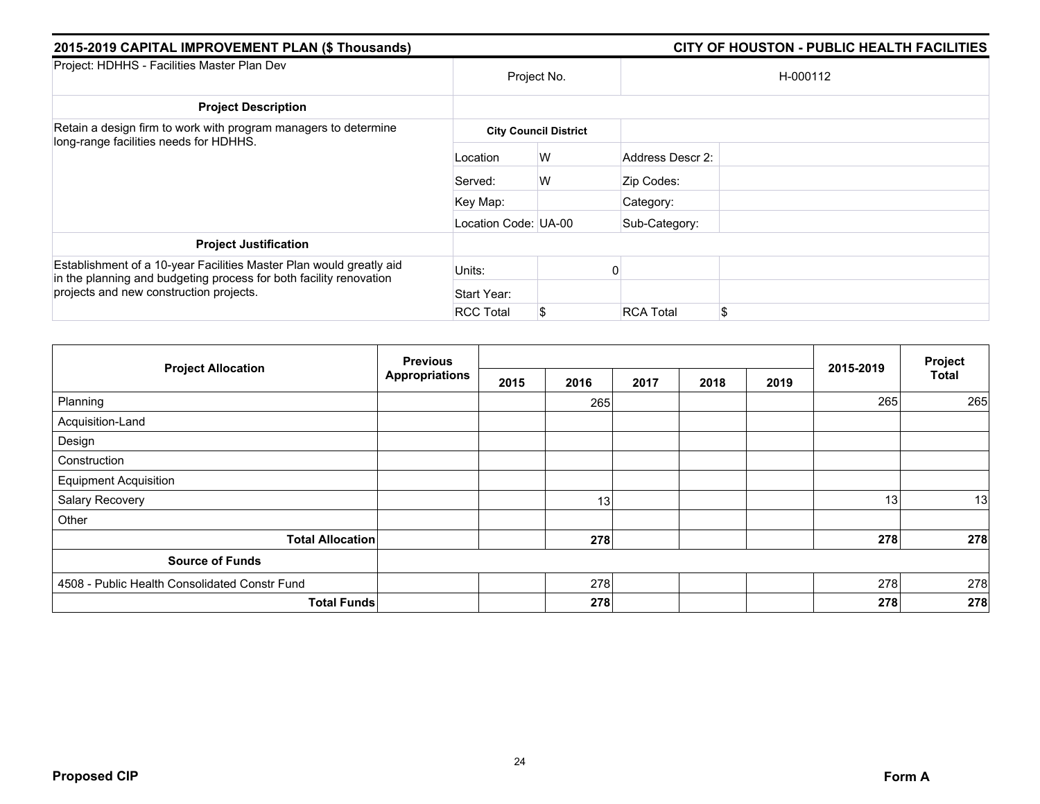## 2015-2019 CAPITAL IMPROVEMENT PLAN ($ Thousands)

## CITY OF HOUSTON - PUBLIC HEALTH FACILITIES

| Project: HDHHS - Facilities Master Plan Dev | Project No. | | H-000112 | |
|---|---|---|---|---|
| **Project Description** | | | | |
| Retain a design firm to work with program managers to determine long-range facilities needs for HDHHS. | **City Council District** | | | |
| | Location | W | Address Descr 2: | |
| | Served: | W | Zip Codes: | |
| | Key Map: | | Category: | |
| | Location Code: UA-00 | | Sub-Category: | |
| **Project Justification** | | | | |
| Establishment of a 10-year Facilities Master Plan would greatly aid in the planning and budgeting process for both facility renovation projects and new construction projects. | Units: | 0 | | |
| | Start Year: | | | |
| | RCC Total | $ | RCA Total | $ |

| Project Allocation | Previous Appropriations | 2015 | 2016 | 2017 | 2018 | 2019 | 2015-2019 | Project Total |
|---|---|---|---|---|---|---|---|---|
| Planning | | | 265 | | | | 265 | 265 |
| Acquisition-Land | | | | | | | | |
| Design | | | | | | | | |
| Construction | | | | | | | | |
| Equipment Acquisition | | | | | | | | |
| Salary Recovery | | | 13 | | | | 13 | 13 |
| Other | | | | | | | | |
| **Total Allocation** | | | **278** | | | | **278** | **278** |
| **Source of Funds** | | | | | | | | |
| 4508 - Public Health Consolidated Constr Fund | | | 278 | | | | 278 | 278 |
| **Total Funds** | | | **278** | | | | **278** | **278** |

**Proposed CIP** **Form A**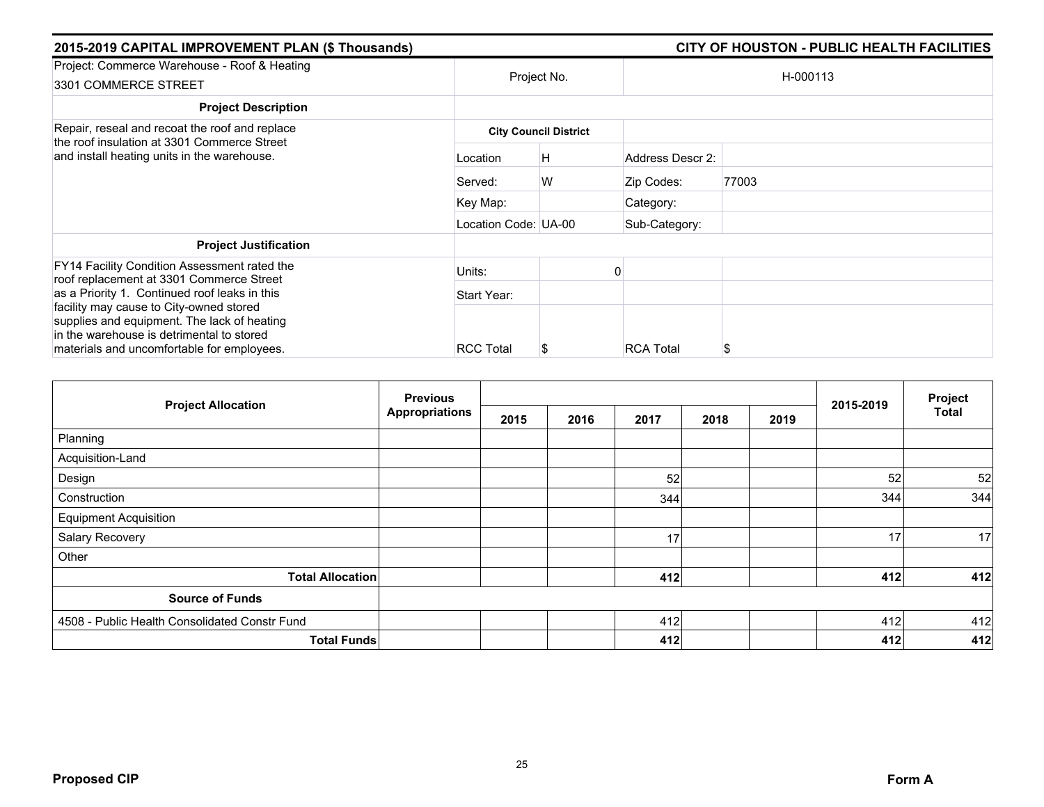## 2015-2019 CAPITAL IMPROVEMENT PLAN ($ Thousands) — CITY OF HOUSTON - PUBLIC HEALTH FACILITIES

| Project: Commerce Warehouse - Roof & Heating<br>3301 COMMERCE STREET | Project No. | | H-000113 | |
|---|---|---|---|---|
| **Project Description** | | | | |
| Repair, reseal and recoat the roof and replace the roof insulation at 3301 Commerce Street and install heating units in the warehouse. | **City Council District** | | | |
| | Location | H | Address Descr 2: | |
| | Served: | W | Zip Codes: | 77003 |
| | Key Map: | | Category: | |
| | Location Code: | UA-00 | Sub-Category: | |
| **Project Justification** | | | | |
| FY14 Facility Condition Assessment rated the roof replacement at 3301 Commerce Street as a Priority 1. Continued roof leaks in this facility may cause to City-owned stored supplies and equipment. The lack of heating in the warehouse is detrimental to stored materials and uncomfortable for employees. | Units: | 0 | | |
| | Start Year: | | | |
| | RCC Total | $ | RCA Total | $ |

| Project Allocation | Previous Appropriations | 2015 | 2016 | 2017 | 2018 | 2019 | 2015-2019 | Project Total |
|---|---|---|---|---|---|---|---|---|
| Planning | | | | | | | | |
| Acquisition-Land | | | | | | | | |
| Design | | | | 52 | | | 52 | 52 |
| Construction | | | | 344 | | | 344 | 344 |
| Equipment Acquisition | | | | | | | | |
| Salary Recovery | | | | 17 | | | 17 | 17 |
| Other | | | | | | | | |
| **Total Allocation** | | | | **412** | | | **412** | **412** |
| **Source of Funds** | | | | | | | | |
| 4508 - Public Health Consolidated Constr Fund | | | | 412 | | | 412 | 412 |
| **Total Funds** | | | | **412** | | | **412** | **412** |

**Proposed CIP** — **Form A**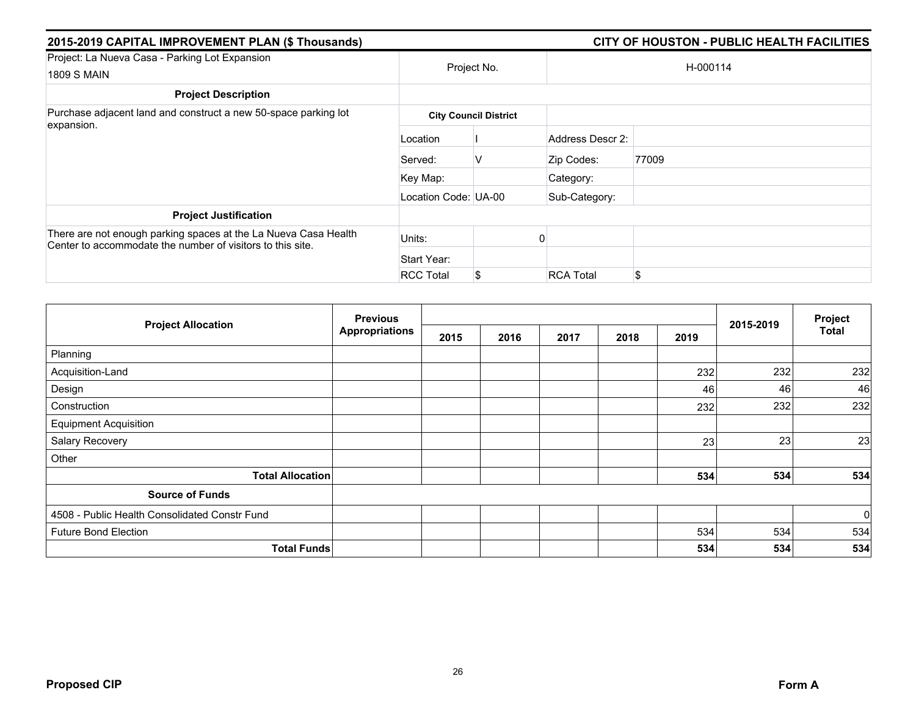## 2015-2019 CAPITAL IMPROVEMENT PLAN ($ Thousands)

## CITY OF HOUSTON - PUBLIC HEALTH FACILITIES

| Project: La Nueva Casa - Parking Lot Expansion<br>1809 S MAIN | Project No. | | H-000114 | |
|---|---|---|---|---|
| **Project Description** | | | | |
| Purchase adjacent land and construct a new 50-space parking lot expansion. | **City Council District** | | | |
| | Location | I | Address Descr 2: | |
| | Served: | V | Zip Codes: | 77009 |
| | Key Map: | | Category: | |
| | Location Code: UA-00 | | Sub-Category: | |
| **Project Justification** | | | | |
| There are not enough parking spaces at the La Nueva Casa Health Center to accommodate the number of visitors to this site. | Units: | 0 | | |
| | Start Year: | | | |
| | RCC Total | $ | RCA Total | $ |

| Project Allocation | Previous Appropriations | 2015 | 2016 | 2017 | 2018 | 2019 | 2015-2019 | Project Total |
|---|---|---|---|---|---|---|---|---|
| Planning | | | | | | | | |
| Acquisition-Land | | | | | | 232 | 232 | 232 |
| Design | | | | | | 46 | 46 | 46 |
| Construction | | | | | | 232 | 232 | 232 |
| Equipment Acquisition | | | | | | | | |
| Salary Recovery | | | | | | 23 | 23 | 23 |
| Other | | | | | | | | |
| **Total Allocation** | | | | | | **534** | **534** | **534** |
| **Source of Funds** | | | | | | | | |
| 4508 - Public Health Consolidated Constr Fund | | | | | | | | 0 |
| Future Bond Election | | | | | | 534 | 534 | 534 |
| **Total Funds** | | | | | | **534** | **534** | **534** |

**Proposed CIP** **Form A**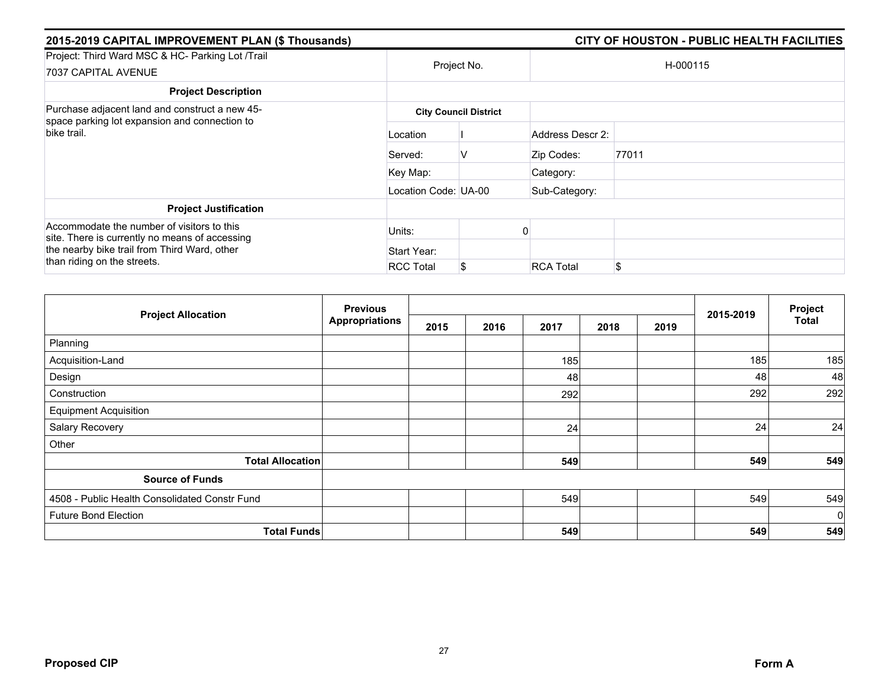## 2015-2019 CAPITAL IMPROVEMENT PLAN ($ Thousands) — CITY OF HOUSTON - PUBLIC HEALTH FACILITIES

| Project: Third Ward MSC & HC- Parking Lot /Trail<br>7037 CAPITAL AVENUE | Project No. | | H-000115 | |
|---|---|---|---|---|
| **Project Description** | | | | |
| Purchase adjacent land and construct a new 45-space parking lot expansion and connection to bike trail. | **City Council District** | | | |
| | Location | I | Address Descr 2: | |
| | Served: | V | Zip Codes: | 77011 |
| | Key Map: | | Category: | |
| | Location Code: UA-00 | | Sub-Category: | |
| **Project Justification** | | | | |
| Accommodate the number of visitors to this site. There is currently no means of accessing the nearby bike trail from Third Ward, other than riding on the streets. | Units: | 0 | | |
| | Start Year: | | | |
| | RCC Total | $ | RCA Total | $ |

| Project Allocation | Previous Appropriations | 2015 | 2016 | 2017 | 2018 | 2019 | 2015-2019 | Project Total |
|---|---|---|---|---|---|---|---|---|
| Planning | | | | | | | | |
| Acquisition-Land | | | | 185 | | | 185 | 185 |
| Design | | | | 48 | | | 48 | 48 |
| Construction | | | | 292 | | | 292 | 292 |
| Equipment Acquisition | | | | | | | | |
| Salary Recovery | | | | 24 | | | 24 | 24 |
| Other | | | | | | | | |
| **Total Allocation** | | | | **549** | | | **549** | **549** |
| **Source of Funds** | | | | | | | | |
| 4508 - Public Health Consolidated Constr Fund | | | | 549 | | | 549 | 549 |
| Future Bond Election | | | | | | | | 0 |
| **Total Funds** | | | | **549** | | | **549** | **549** |

**Proposed CIP** — **Form A**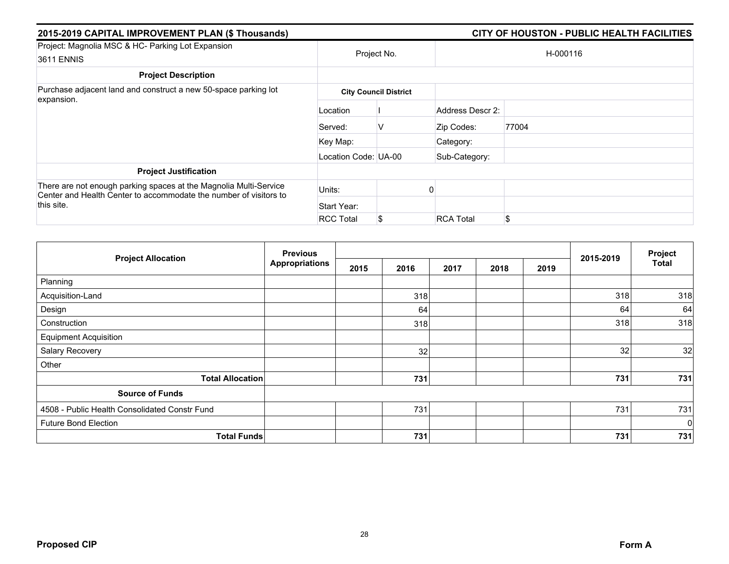## 2015-2019 CAPITAL IMPROVEMENT PLAN ($ Thousands) — CITY OF HOUSTON - PUBLIC HEALTH FACILITIES

| Project: Magnolia MSC & HC- Parking Lot Expansion<br>3611 ENNIS | Project No. | | H-000116 | |
|---|---|---|---|---|
| **Project Description** | | | | |
| Purchase adjacent land and construct a new 50-space parking lot expansion. | **City Council District** | | | |
| | Location | I | Address Descr 2: | |
| | Served: | V | Zip Codes: | 77004 |
| | Key Map: | | Category: | |
| | Location Code: | UA-00 | Sub-Category: | |
| **Project Justification** | | | | |
| There are not enough parking spaces at the Magnolia Multi-Service Center and Health Center to accommodate the number of visitors to this site. | Units: | 0 | | |
| | Start Year: | | | |
| | RCC Total | $ | RCA Total | $ |

| Project Allocation | Previous Appropriations | 2015 | 2016 | 2017 | 2018 | 2019 | 2015-2019 | Project Total |
|---|---|---|---|---|---|---|---|---|
| Planning | | | | | | | | |
| Acquisition-Land | | | 318 | | | | 318 | 318 |
| Design | | | 64 | | | | 64 | 64 |
| Construction | | | 318 | | | | 318 | 318 |
| Equipment Acquisition | | | | | | | | |
| Salary Recovery | | | 32 | | | | 32 | 32 |
| Other | | | | | | | | |
| **Total Allocation** | | | **731** | | | | **731** | **731** |
| **Source of Funds** | | | | | | | | |
| 4508 - Public Health Consolidated Constr Fund | | | 731 | | | | 731 | 731 |
| Future Bond Election | | | | | | | | 0 |
| **Total Funds** | | | **731** | | | | **731** | **731** |

**Proposed CIP** — **Form A**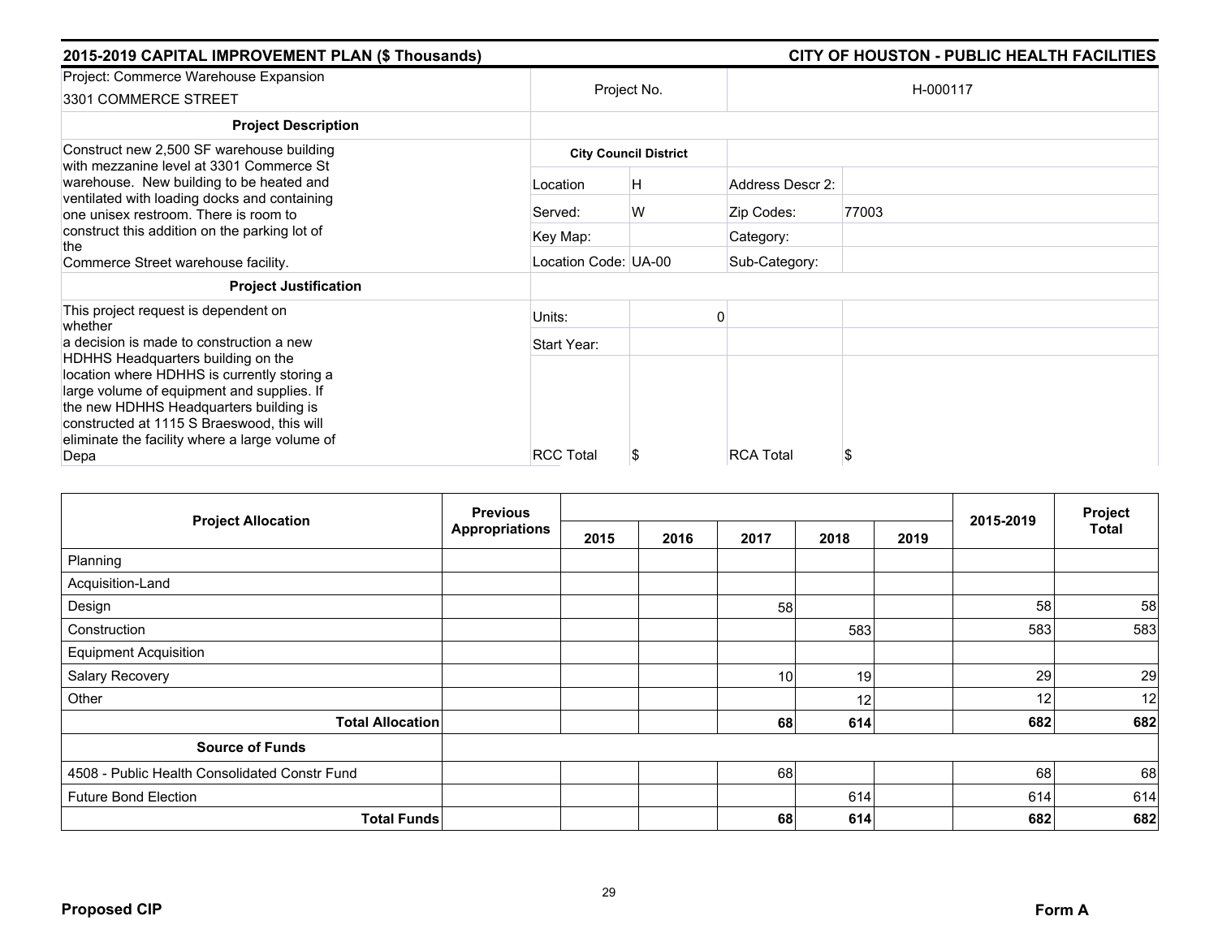## 2015-2019 CAPITAL IMPROVEMENT PLAN ($ Thousands) — CITY OF HOUSTON - PUBLIC HEALTH FACILITIES

| Project: Commerce Warehouse Expansion<br>3301 COMMERCE STREET | Project No. | | H-000117 | |
|---|---|---|---|---|
| **Project Description** | | | | |
| Construct new 2,500 SF warehouse building with mezzanine level at 3301 Commerce St warehouse. New building to be heated and ventilated with loading docks and containing one unisex restroom. There is room to construct this addition on the parking lot of the Commerce Street warehouse facility. | **City Council District** | | | |
| | Location | H | Address Descr 2: | |
| | Served: | W | Zip Codes: | 77003 |
| | Key Map: | | Category: | |
| | Location Code: | UA-00 | Sub-Category: | |
| **Project Justification** | | | | |
| This project request is dependent on whether a decision is made to construction a new HDHHS Headquarters building on the location where HDHHS is currently storing a large volume of equipment and supplies. If the new HDHHS Headquarters building is constructed at 1115 S Braeswood, this will eliminate the facility where a large volume of Depa | Units: | 0 | | |
| | Start Year: | | | |
| | RCC Total | $ | RCA Total | $ |

| Project Allocation | Previous Appropriations | 2015 | 2016 | 2017 | 2018 | 2019 | 2015-2019 | Project Total |
|---|---|---|---|---|---|---|---|---|
| Planning | | | | | | | | |
| Acquisition-Land | | | | | | | | |
| Design | | | | 58 | | | 58 | 58 |
| Construction | | | | | 583 | | 583 | 583 |
| Equipment Acquisition | | | | | | | | |
| Salary Recovery | | | | 10 | 19 | | 29 | 29 |
| Other | | | | | 12 | | 12 | 12 |
| **Total Allocation** | | | | **68** | **614** | | **682** | **682** |
| **Source of Funds** | | | | | | | | |
| 4508 - Public Health Consolidated Constr Fund | | | | 68 | | | 68 | 68 |
| Future Bond Election | | | | | 614 | | 614 | 614 |
| **Total Funds** | | | | **68** | **614** | | **682** | **682** |

**Proposed CIP** — **Form A**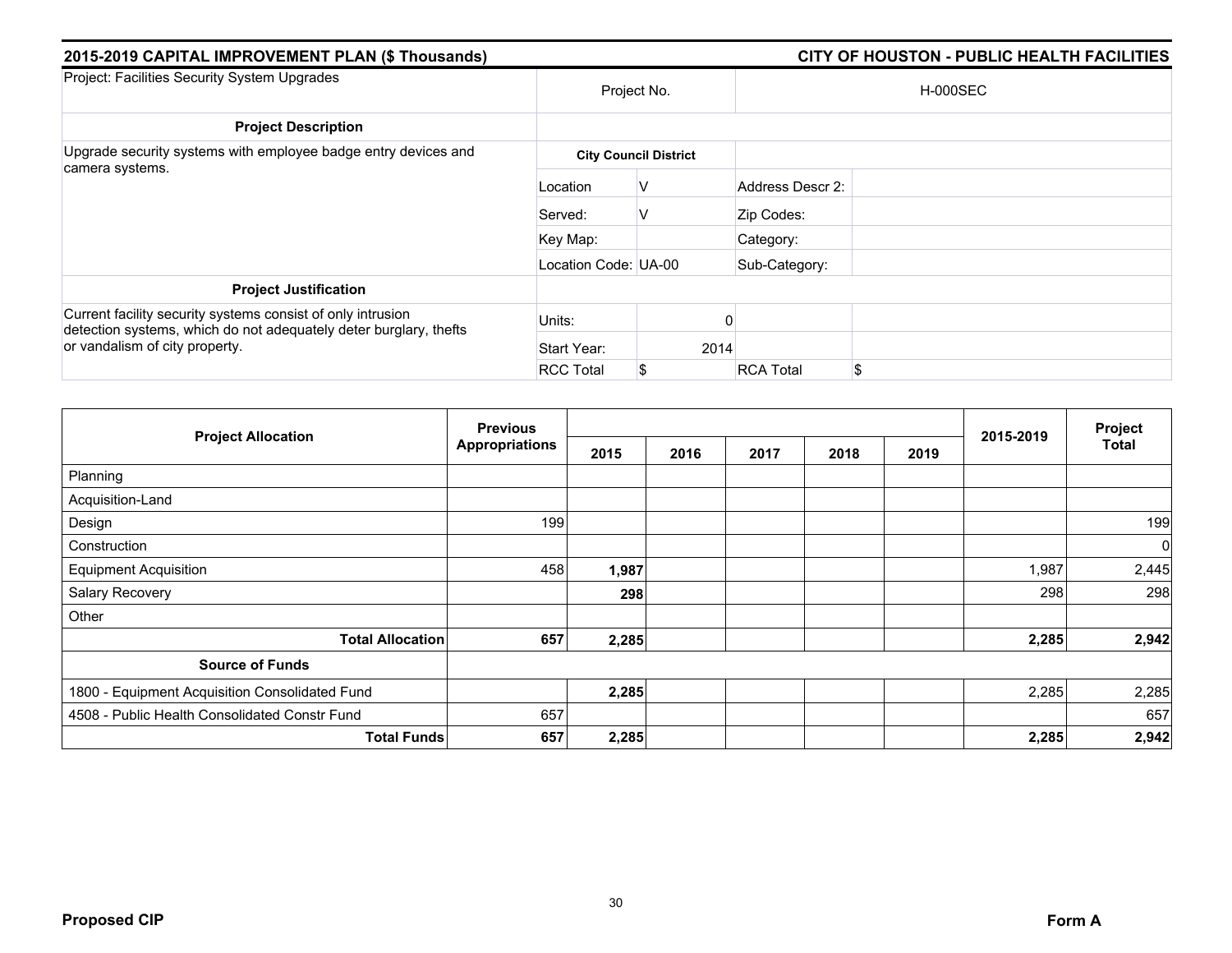## 2015-2019 CAPITAL IMPROVEMENT PLAN ($ Thousands) — CITY OF HOUSTON - PUBLIC HEALTH FACILITIES

| | | | | |
|---|---|---|---|---|
| Project: Facilities Security System Upgrades | Project No. | | H-000SEC | |
| **Project Description** | | | | |
| Upgrade security systems with employee badge entry devices and camera systems. | **City Council District** | | | |
| | Location | V | Address Descr 2: | |
| | Served: | V | Zip Codes: | |
| | Key Map: | | Category: | |
| | Location Code: | UA-00 | Sub-Category: | |
| **Project Justification** | | | | |
| Current facility security systems consist of only intrusion detection systems, which do not adequately deter burglary, thefts or vandalism of city property. | Units: | 0 | | |
| | Start Year: | 2014 | | |
| | RCC Total | $ | RCA Total | $ |

| Project Allocation | Previous Appropriations | 2015 | 2016 | 2017 | 2018 | 2019 | 2015-2019 | Project Total |
|---|---|---|---|---|---|---|---|---|
| Planning | | | | | | | | |
| Acquisition-Land | | | | | | | | |
| Design | 199 | | | | | | | 199 |
| Construction | | | | | | | | 0 |
| Equipment Acquisition | 458 | **1,987** | | | | | 1,987 | 2,445 |
| Salary Recovery | | **298** | | | | | 298 | 298 |
| Other | | | | | | | | |
| **Total Allocation** | **657** | **2,285** | | | | | **2,285** | **2,942** |
| **Source of Funds** | | | | | | | | |
| 1800 - Equipment Acquisition Consolidated Fund | | **2,285** | | | | | 2,285 | 2,285 |
| 4508 - Public Health Consolidated Constr Fund | 657 | | | | | | | 657 |
| **Total Funds** | **657** | **2,285** | | | | | **2,285** | **2,942** |

**Proposed CIP** — **Form A**